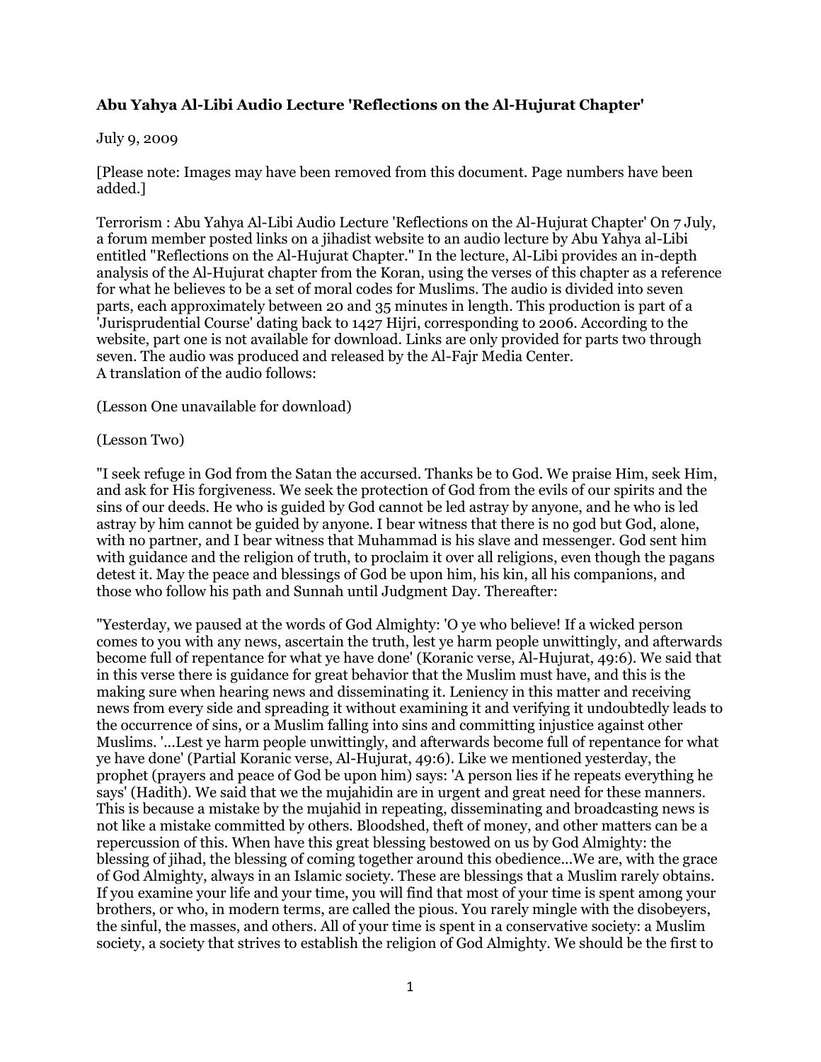**Abu Yahya Al-Libi Audio Lecture 'Reflections on the Al-Hujurat Chapter'**

July 9, 2009

[Please note: Images may have been removed from this document. Page numbers have been added.]

Terrorism : Abu Yahya Al-Libi Audio Lecture 'Reflections on the Al-Hujurat Chapter' On 7 July, a forum member posted links on a jihadist website to an audio lecture by Abu Yahya al-Libi entitled "Reflections on the Al-Hujurat Chapter." In the lecture, Al-Libi provides an in-depth analysis of the Al-Hujurat chapter from the Koran, using the verses of this chapter as a reference for what he believes to be a set of moral codes for Muslims. The audio is divided into seven parts, each approximately between 20 and 35 minutes in length. This production is part of a 'Jurisprudential Course' dating back to 1427 Hijri, corresponding to 2006. According to the website, part one is not available for download. Links are only provided for parts two through seven. The audio was produced and released by the Al-Fajr Media Center.
A translation of the audio follows:

(Lesson One unavailable for download)

(Lesson Two)

"I seek refuge in God from the Satan the accursed. Thanks be to God. We praise Him, seek Him, and ask for His forgiveness. We seek the protection of God from the evils of our spirits and the sins of our deeds. He who is guided by God cannot be led astray by anyone, and he who is led astray by him cannot be guided by anyone. I bear witness that there is no god but God, alone, with no partner, and I bear witness that Muhammad is his slave and messenger. God sent him with guidance and the religion of truth, to proclaim it over all religions, even though the pagans detest it. May the peace and blessings of God be upon him, his kin, all his companions, and those who follow his path and Sunnah until Judgment Day. Thereafter:

"Yesterday, we paused at the words of God Almighty: 'O ye who believe! If a wicked person comes to you with any news, ascertain the truth, lest ye harm people unwittingly, and afterwards become full of repentance for what ye have done' (Koranic verse, Al-Hujurat, 49:6). We said that in this verse there is guidance for great behavior that the Muslim must have, and this is the making sure when hearing news and disseminating it. Leniency in this matter and receiving news from every side and spreading it without examining it and verifying it undoubtedly leads to the occurrence of sins, or a Muslim falling into sins and committing injustice against other Muslims. '...Lest ye harm people unwittingly, and afterwards become full of repentance for what ye have done' (Partial Koranic verse, Al-Hujurat, 49:6). Like we mentioned yesterday, the prophet (prayers and peace of God be upon him) says: 'A person lies if he repeats everything he says' (Hadith). We said that we the mujahidin are in urgent and great need for these manners. This is because a mistake by the mujahid in repeating, disseminating and broadcasting news is not like a mistake committed by others. Bloodshed, theft of money, and other matters can be a repercussion of this. When have this great blessing bestowed on us by God Almighty: the blessing of jihad, the blessing of coming together around this obedience...We are, with the grace of God Almighty, always in an Islamic society. These are blessings that a Muslim rarely obtains. If you examine your life and your time, you will find that most of your time is spent among your brothers, or who, in modern terms, are called the pious. You rarely mingle with the disobeyers, the sinful, the masses, and others. All of your time is spent in a conservative society: a Muslim society, a society that strives to establish the religion of God Almighty. We should be the first to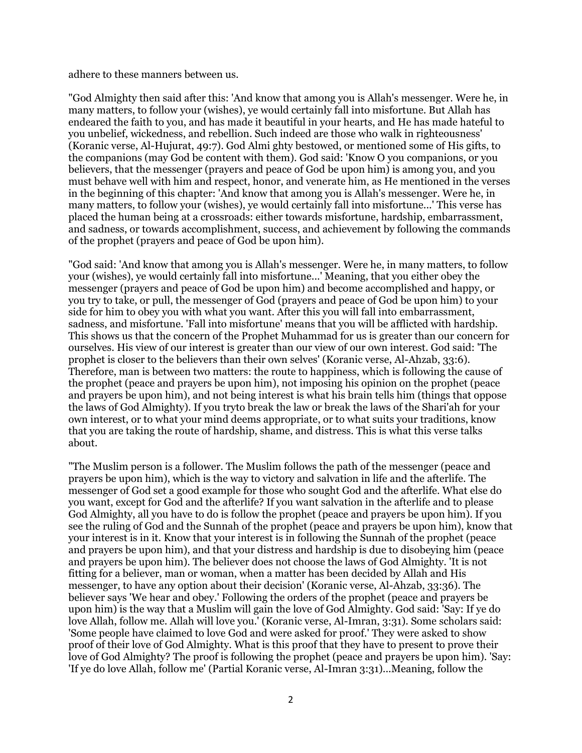adhere to these manners between us.

"God Almighty then said after this: 'And know that among you is Allah's messenger. Were he, in many matters, to follow your (wishes), ye would certainly fall into misfortune. But Allah has endeared the faith to you, and has made it beautiful in your hearts, and He has made hateful to you unbelief, wickedness, and rebellion. Such indeed are those who walk in righteousness' (Koranic verse, Al-Hujurat, 49:7). God Almi ghty bestowed, or mentioned some of His gifts, to the companions (may God be content with them). God said: 'Know O you companions, or you believers, that the messenger (prayers and peace of God be upon him) is among you, and you must behave well with him and respect, honor, and venerate him, as He mentioned in the verses in the beginning of this chapter: 'And know that among you is Allah's messenger. Were he, in many matters, to follow your (wishes), ye would certainly fall into misfortune...' This verse has placed the human being at a crossroads: either towards misfortune, hardship, embarrassment, and sadness, or towards accomplishment, success, and achievement by following the commands of the prophet (prayers and peace of God be upon him).

"God said: 'And know that among you is Allah's messenger. Were he, in many matters, to follow your (wishes), ye would certainly fall into misfortune...' Meaning, that you either obey the messenger (prayers and peace of God be upon him) and become accomplished and happy, or you try to take, or pull, the messenger of God (prayers and peace of God be upon him) to your side for him to obey you with what you want. After this you will fall into embarrassment, sadness, and misfortune. 'Fall into misfortune' means that you will be afflicted with hardship. This shows us that the concern of the Prophet Muhammad for us is greater than our concern for ourselves. His view of our interest is greater than our view of our own interest. God said: 'The prophet is closer to the believers than their own selves' (Koranic verse, Al-Ahzab, 33:6). Therefore, man is between two matters: the route to happiness, which is following the cause of the prophet (peace and prayers be upon him), not imposing his opinion on the prophet (peace and prayers be upon him), and not being interest is what his brain tells him (things that oppose the laws of God Almighty). If you tryto break the law or break the laws of the Shari'ah for your own interest, or to what your mind deems appropriate, or to what suits your traditions, know that you are taking the route of hardship, shame, and distress. This is what this verse talks about.

"The Muslim person is a follower. The Muslim follows the path of the messenger (peace and prayers be upon him), which is the way to victory and salvation in life and the afterlife. The messenger of God set a good example for those who sought God and the afterlife. What else do you want, except for God and the afterlife? If you want salvation in the afterlife and to please God Almighty, all you have to do is follow the prophet (peace and prayers be upon him). If you see the ruling of God and the Sunnah of the prophet (peace and prayers be upon him), know that your interest is in it. Know that your interest is in following the Sunnah of the prophet (peace and prayers be upon him), and that your distress and hardship is due to disobeying him (peace and prayers be upon him). The believer does not choose the laws of God Almighty. 'It is not fitting for a believer, man or woman, when a matter has been decided by Allah and His messenger, to have any option about their decision' (Koranic verse, Al-Ahzab, 33:36). The believer says 'We hear and obey.' Following the orders of the prophet (peace and prayers be upon him) is the way that a Muslim will gain the love of God Almighty. God said: 'Say: If ye do love Allah, follow me. Allah will love you.' (Koranic verse, Al-Imran, 3:31). Some scholars said: 'Some people have claimed to love God and were asked for proof.' They were asked to show proof of their love of God Almighty. What is this proof that they have to present to prove their love of God Almighty? The proof is following the prophet (peace and prayers be upon him). 'Say: 'If ye do love Allah, follow me' (Partial Koranic verse, Al-Imran 3:31)...Meaning, follow the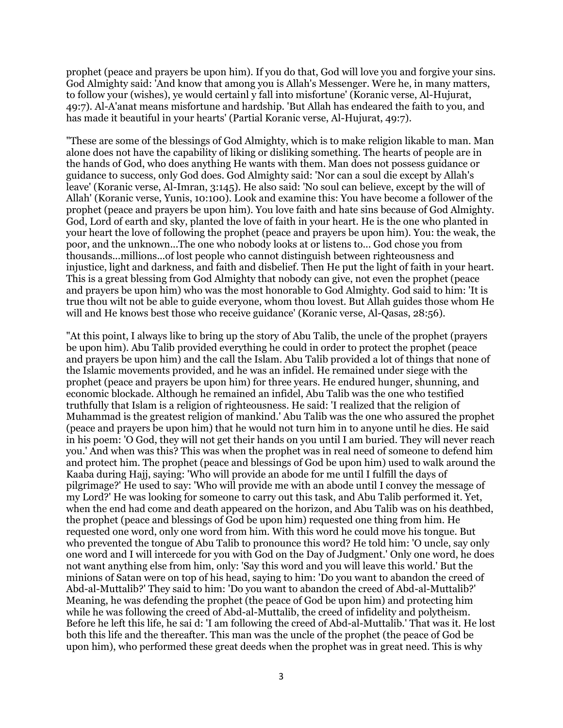prophet (peace and prayers be upon him). If you do that, God will love you and forgive your sins. God Almighty said: 'And know that among you is Allah's Messenger. Were he, in many matters, to follow your (wishes), ye would certainl y fall into misfortune' (Koranic verse, Al-Hujurat, 49:7). Al-A'anat means misfortune and hardship. 'But Allah has endeared the faith to you, and has made it beautiful in your hearts' (Partial Koranic verse, Al-Hujurat, 49:7).

"These are some of the blessings of God Almighty, which is to make religion likable to man. Man alone does not have the capability of liking or disliking something. The hearts of people are in the hands of God, who does anything He wants with them. Man does not possess guidance or guidance to success, only God does. God Almighty said: 'Nor can a soul die except by Allah's leave' (Koranic verse, Al-Imran, 3:145). He also said: 'No soul can believe, except by the will of Allah' (Koranic verse, Yunis, 10:100). Look and examine this: You have become a follower of the prophet (peace and prayers be upon him). You love faith and hate sins because of God Almighty. God, Lord of earth and sky, planted the love of faith in your heart. He is the one who planted in your heart the love of following the prophet (peace and prayers be upon him). You: the weak, the poor, and the unknown...The one who nobody looks at or listens to... God chose you from thousands...millions...of lost people who cannot distinguish between righteousness and injustice, light and darkness, and faith and disbelief. Then He put the light of faith in your heart. This is a great blessing from God Almighty that nobody can give, not even the prophet (peace and prayers be upon him) who was the most honorable to God Almighty. God said to him: 'It is true thou wilt not be able to guide everyone, whom thou lovest. But Allah guides those whom He will and He knows best those who receive guidance' (Koranic verse, Al-Qasas, 28:56).

"At this point, I always like to bring up the story of Abu Talib, the uncle of the prophet (prayers be upon him). Abu Talib provided everything he could in order to protect the prophet (peace and prayers be upon him) and the call the Islam. Abu Talib provided a lot of things that none of the Islamic movements provided, and he was an infidel. He remained under siege with the prophet (peace and prayers be upon him) for three years. He endured hunger, shunning, and economic blockade. Although he remained an infidel, Abu Talib was the one who testified truthfully that Islam is a religion of righteousness. He said: 'I realized that the religion of Muhammad is the greatest religion of mankind.' Abu Talib was the one who assured the prophet (peace and prayers be upon him) that he would not turn him in to anyone until he dies. He said in his poem: 'O God, they will not get their hands on you until I am buried. They will never reach you.' And when was this? This was when the prophet was in real need of someone to defend him and protect him. The prophet (peace and blessings of God be upon him) used to walk around the Kaaba during Hajj, saying: 'Who will provide an abode for me until I fulfill the days of pilgrimage?' He used to say: 'Who will provide me with an abode until I convey the message of my Lord?' He was looking for someone to carry out this task, and Abu Talib performed it. Yet, when the end had come and death appeared on the horizon, and Abu Talib was on his deathbed, the prophet (peace and blessings of God be upon him) requested one thing from him. He requested one word, only one word from him. With this word he could move his tongue. But who prevented the tongue of Abu Talib to pronounce this word? He told him: 'O uncle, say only one word and I will intercede for you with God on the Day of Judgment.' Only one word, he does not want anything else from him, only: 'Say this word and you will leave this world.' But the minions of Satan were on top of his head, saying to him: 'Do you want to abandon the creed of Abd-al-Muttalib?' They said to him: 'Do you want to abandon the creed of Abd-al-Muttalib?' Meaning, he was defending the prophet (the peace of God be upon him) and protecting him while he was following the creed of Abd-al-Muttalib, the creed of infidelity and polytheism. Before he left this life, he sai d: 'I am following the creed of Abd-al-Muttalib.' That was it. He lost both this life and the thereafter. This man was the uncle of the prophet (the peace of God be upon him), who performed these great deeds when the prophet was in great need. This is why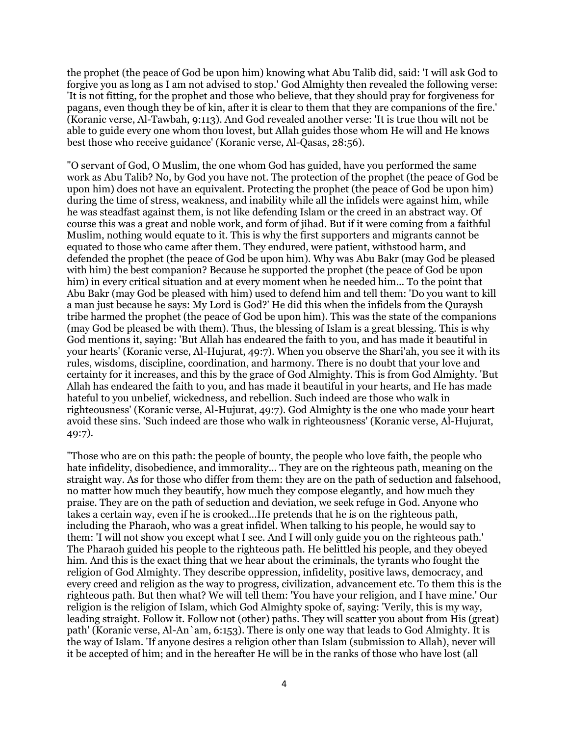the prophet (the peace of God be upon him) knowing what Abu Talib did, said: 'I will ask God to forgive you as long as I am not advised to stop.' God Almighty then revealed the following verse: 'It is not fitting, for the prophet and those who believe, that they should pray for forgiveness for pagans, even though they be of kin, after it is clear to them that they are companions of the fire.' (Koranic verse, Al-Tawbah, 9:113). And God revealed another verse: 'It is true thou wilt not be able to guide every one whom thou lovest, but Allah guides those whom He will and He knows best those who receive guidance' (Koranic verse, Al-Qasas, 28:56).

"O servant of God, O Muslim, the one whom God has guided, have you performed the same work as Abu Talib? No, by God you have not. The protection of the prophet (the peace of God be upon him) does not have an equivalent. Protecting the prophet (the peace of God be upon him) during the time of stress, weakness, and inability while all the infidels were against him, while he was steadfast against them, is not like defending Islam or the creed in an abstract way. Of course this was a great and noble work, and form of jihad. But if it were coming from a faithful Muslim, nothing would equate to it. This is why the first supporters and migrants cannot be equated to those who came after them. They endured, were patient, withstood harm, and defended the prophet (the peace of God be upon him). Why was Abu Bakr (may God be pleased with him) the best companion? Because he supported the prophet (the peace of God be upon him) in every critical situation and at every moment when he needed him... To the point that Abu Bakr (may God be pleased with him) used to defend him and tell them: 'Do you want to kill a man just because he says: My Lord is God?' He did this when the infidels from the Quraysh tribe harmed the prophet (the peace of God be upon him). This was the state of the companions (may God be pleased be with them). Thus, the blessing of Islam is a great blessing. This is why God mentions it, saying: 'But Allah has endeared the faith to you, and has made it beautiful in your hearts' (Koranic verse, Al-Hujurat, 49:7). When you observe the Shari'ah, you see it with its rules, wisdoms, discipline, coordination, and harmony. There is no doubt that your love and certainty for it increases, and this by the grace of God Almighty. This is from God Almighty. 'But Allah has endeared the faith to you, and has made it beautiful in your hearts, and He has made hateful to you unbelief, wickedness, and rebellion. Such indeed are those who walk in righteousness' (Koranic verse, Al-Hujurat, 49:7). God Almighty is the one who made your heart avoid these sins. 'Such indeed are those who walk in righteousness' (Koranic verse, Al-Hujurat, 49:7).

"Those who are on this path: the people of bounty, the people who love faith, the people who hate infidelity, disobedience, and immorality... They are on the righteous path, meaning on the straight way. As for those who differ from them: they are on the path of seduction and falsehood, no matter how much they beautify, how much they compose elegantly, and how much they praise. They are on the path of seduction and deviation, we seek refuge in God. Anyone who takes a certain way, even if he is crooked...He pretends that he is on the righteous path, including the Pharaoh, who was a great infidel. When talking to his people, he would say to them: 'I will not show you except what I see. And I will only guide you on the righteous path.' The Pharaoh guided his people to the righteous path. He belittled his people, and they obeyed him. And this is the exact thing that we hear about the criminals, the tyrants who fought the religion of God Almighty. They describe oppression, infidelity, positive laws, democracy, and every creed and religion as the way to progress, civilization, advancement etc. To them this is the righteous path. But then what? We will tell them: 'You have your religion, and I have mine.' Our religion is the religion of Islam, which God Almighty spoke of, saying: 'Verily, this is my way, leading straight. Follow it. Follow not (other) paths. They will scatter you about from His (great) path' (Koranic verse, Al-An`am, 6:153). There is only one way that leads to God Almighty. It is the way of Islam. 'If anyone desires a religion other than Islam (submission to Allah), never will it be accepted of him; and in the hereafter He will be in the ranks of those who have lost (all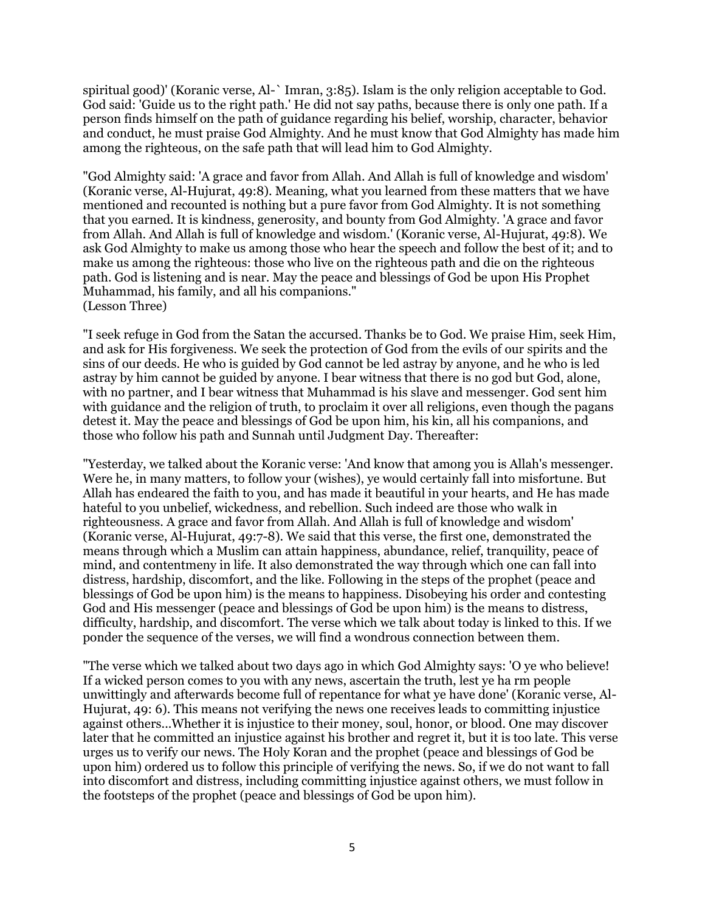spiritual good)' (Koranic verse, Al-` Imran, 3:85). Islam is the only religion acceptable to God. God said: 'Guide us to the right path.' He did not say paths, because there is only one path. If a person finds himself on the path of guidance regarding his belief, worship, character, behavior and conduct, he must praise God Almighty. And he must know that God Almighty has made him among the righteous, on the safe path that will lead him to God Almighty.

"God Almighty said: 'A grace and favor from Allah. And Allah is full of knowledge and wisdom' (Koranic verse, Al-Hujurat, 49:8). Meaning, what you learned from these matters that we have mentioned and recounted is nothing but a pure favor from God Almighty. It is not something that you earned. It is kindness, generosity, and bounty from God Almighty. 'A grace and favor from Allah. And Allah is full of knowledge and wisdom.' (Koranic verse, Al-Hujurat, 49:8). We ask God Almighty to make us among those who hear the speech and follow the best of it; and to make us among the righteous: those who live on the righteous path and die on the righteous path. God is listening and is near. May the peace and blessings of God be upon His Prophet Muhammad, his family, and all his companions."
(Lesson Three)

"I seek refuge in God from the Satan the accursed. Thanks be to God. We praise Him, seek Him, and ask for His forgiveness. We seek the protection of God from the evils of our spirits and the sins of our deeds. He who is guided by God cannot be led astray by anyone, and he who is led astray by him cannot be guided by anyone. I bear witness that there is no god but God, alone, with no partner, and I bear witness that Muhammad is his slave and messenger. God sent him with guidance and the religion of truth, to proclaim it over all religions, even though the pagans detest it. May the peace and blessings of God be upon him, his kin, all his companions, and those who follow his path and Sunnah until Judgment Day. Thereafter:

"Yesterday, we talked about the Koranic verse: 'And know that among you is Allah's messenger. Were he, in many matters, to follow your (wishes), ye would certainly fall into misfortune. But Allah has endeared the faith to you, and has made it beautiful in your hearts, and He has made hateful to you unbelief, wickedness, and rebellion. Such indeed are those who walk in righteousness. A grace and favor from Allah. And Allah is full of knowledge and wisdom' (Koranic verse, Al-Hujurat, 49:7-8). We said that this verse, the first one, demonstrated the means through which a Muslim can attain happiness, abundance, relief, tranquility, peace of mind, and contentmeny in life. It also demonstrated the way through which one can fall into distress, hardship, discomfort, and the like. Following in the steps of the prophet (peace and blessings of God be upon him) is the means to happiness. Disobeying his order and contesting God and His messenger (peace and blessings of God be upon him) is the means to distress, difficulty, hardship, and discomfort. The verse which we talk about today is linked to this. If we ponder the sequence of the verses, we will find a wondrous connection between them.

"The verse which we talked about two days ago in which God Almighty says: 'O ye who believe! If a wicked person comes to you with any news, ascertain the truth, lest ye ha rm people unwittingly and afterwards become full of repentance for what ye have done' (Koranic verse, Al-Hujurat, 49: 6). This means not verifying the news one receives leads to committing injustice against others...Whether it is injustice to their money, soul, honor, or blood. One may discover later that he committed an injustice against his brother and regret it, but it is too late. This verse urges us to verify our news. The Holy Koran and the prophet (peace and blessings of God be upon him) ordered us to follow this principle of verifying the news. So, if we do not want to fall into discomfort and distress, including committing injustice against others, we must follow in the footsteps of the prophet (peace and blessings of God be upon him).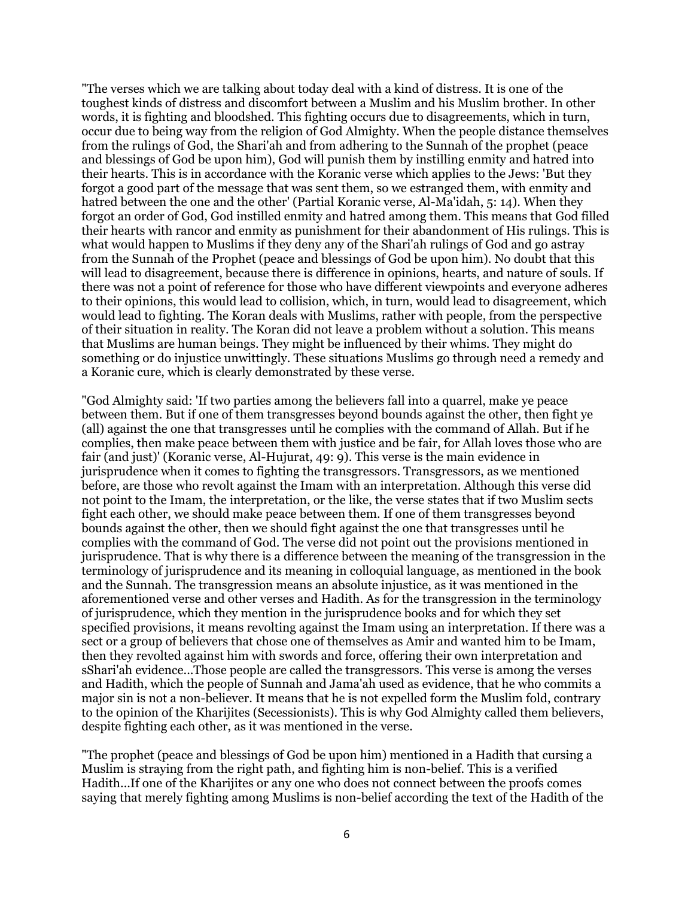"The verses which we are talking about today deal with a kind of distress. It is one of the toughest kinds of distress and discomfort between a Muslim and his Muslim brother. In other words, it is fighting and bloodshed. This fighting occurs due to disagreements, which in turn, occur due to being way from the religion of God Almighty. When the people distance themselves from the rulings of God, the Shari'ah and from adhering to the Sunnah of the prophet (peace and blessings of God be upon him), God will punish them by instilling enmity and hatred into their hearts. This is in accordance with the Koranic verse which applies to the Jews: 'But they forgot a good part of the message that was sent them, so we estranged them, with enmity and hatred between the one and the other' (Partial Koranic verse, Al-Ma'idah, 5: 14). When they forgot an order of God, God instilled enmity and hatred among them. This means that God filled their hearts with rancor and enmity as punishment for their abandonment of His rulings. This is what would happen to Muslims if they deny any of the Shari'ah rulings of God and go astray from the Sunnah of the Prophet (peace and blessings of God be upon him). No doubt that this will lead to disagreement, because there is difference in opinions, hearts, and nature of souls. If there was not a point of reference for those who have different viewpoints and everyone adheres to their opinions, this would lead to collision, which, in turn, would lead to disagreement, which would lead to fighting. The Koran deals with Muslims, rather with people, from the perspective of their situation in reality. The Koran did not leave a problem without a solution. This means that Muslims are human beings. They might be influenced by their whims. They might do something or do injustice unwittingly. These situations Muslims go through need a remedy and a Koranic cure, which is clearly demonstrated by these verse.

"God Almighty said: 'If two parties among the believers fall into a quarrel, make ye peace between them. But if one of them transgresses beyond bounds against the other, then fight ye (all) against the one that transgresses until he complies with the command of Allah. But if he complies, then make peace between them with justice and be fair, for Allah loves those who are fair (and just)' (Koranic verse, Al-Hujurat, 49: 9). This verse is the main evidence in jurisprudence when it comes to fighting the transgressors. Transgressors, as we mentioned before, are those who revolt against the Imam with an interpretation. Although this verse did not point to the Imam, the interpretation, or the like, the verse states that if two Muslim sects fight each other, we should make peace between them. If one of them transgresses beyond bounds against the other, then we should fight against the one that transgresses until he complies with the command of God. The verse did not point out the provisions mentioned in jurisprudence. That is why there is a difference between the meaning of the transgression in the terminology of jurisprudence and its meaning in colloquial language, as mentioned in the book and the Sunnah. The transgression means an absolute injustice, as it was mentioned in the aforementioned verse and other verses and Hadith. As for the transgression in the terminology of jurisprudence, which they mention in the jurisprudence books and for which they set specified provisions, it means revolting against the Imam using an interpretation. If there was a sect or a group of believers that chose one of themselves as Amir and wanted him to be Imam, then they revolted against him with swords and force, offering their own interpretation and sShari'ah evidence...Those people are called the transgressors. This verse is among the verses and Hadith, which the people of Sunnah and Jama'ah used as evidence, that he who commits a major sin is not a non-believer. It means that he is not expelled form the Muslim fold, contrary to the opinion of the Kharijites (Secessionists). This is why God Almighty called them believers, despite fighting each other, as it was mentioned in the verse.

"The prophet (peace and blessings of God be upon him) mentioned in a Hadith that cursing a Muslim is straying from the right path, and fighting him is non-belief. This is a verified Hadith...If one of the Kharijites or any one who does not connect between the proofs comes saying that merely fighting among Muslims is non-belief according the text of the Hadith of the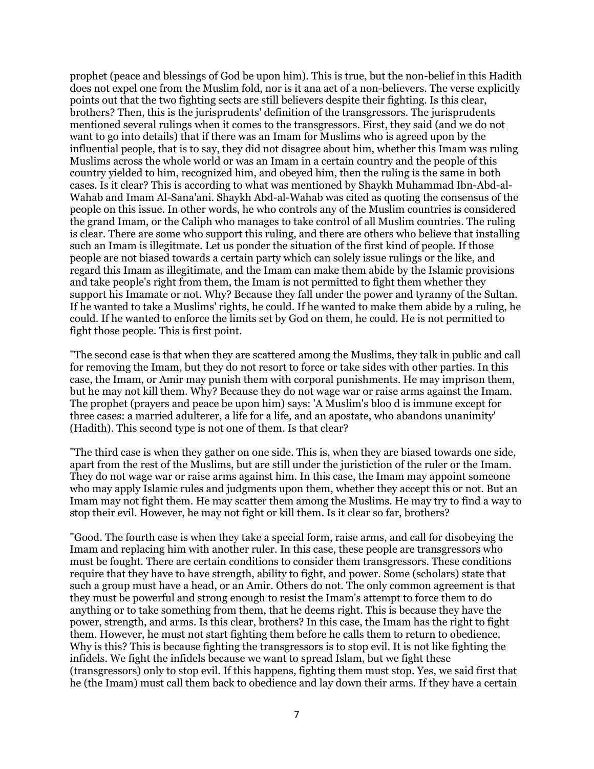prophet (peace and blessings of God be upon him). This is true, but the non-belief in this Hadith does not expel one from the Muslim fold, nor is it ana act of a non-believers. The verse explicitly points out that the two fighting sects are still believers despite their fighting. Is this clear, brothers? Then, this is the jurisprudents' definition of the transgressors. The jurisprudents mentioned several rulings when it comes to the transgressors. First, they said (and we do not want to go into details) that if there was an Imam for Muslims who is agreed upon by the influential people, that is to say, they did not disagree about him, whether this Imam was ruling Muslims across the whole world or was an Imam in a certain country and the people of this country yielded to him, recognized him, and obeyed him, then the ruling is the same in both cases. Is it clear? This is according to what was mentioned by Shaykh Muhammad Ibn-Abd-al-Wahab and Imam Al-Sana'ani. Shaykh Abd-al-Wahab was cited as quoting the consensus of the people on this issue. In other words, he who controls any of the Muslim countries is considered the grand Imam, or the Caliph who manages to take control of all Muslim countries. The ruling is clear. There are some who support this ruling, and there are others who believe that installing such an Imam is illegitmate. Let us ponder the situation of the first kind of people. If those people are not biased towards a certain party which can solely issue rulings or the like, and regard this Imam as illegitimate, and the Imam can make them abide by the Islamic provisions and take people's right from them, the Imam is not permitted to fight them whether they support his Imamate or not. Why? Because they fall under the power and tyranny of the Sultan. If he wanted to take a Muslims' rights, he could. If he wanted to make them abide by a ruling, he could. If he wanted to enforce the limits set by God on them, he could. He is not permitted to fight those people. This is first point.

"The second case is that when they are scattered among the Muslims, they talk in public and call for removing the Imam, but they do not resort to force or take sides with other parties. In this case, the Imam, or Amir may punish them with corporal punishments. He may imprison them, but he may not kill them. Why? Because they do not wage war or raise arms against the Imam. The prophet (prayers and peace be upon him) says: 'A Muslim's bloo d is immune except for three cases: a married adulterer, a life for a life, and an apostate, who abandons unanimity' (Hadith). This second type is not one of them. Is that clear?

"The third case is when they gather on one side. This is, when they are biased towards one side, apart from the rest of the Muslims, but are still under the juristiction of the ruler or the Imam. They do not wage war or raise arms against him. In this case, the Imam may appoint someone who may apply Islamic rules and judgments upon them, whether they accept this or not. But an Imam may not fight them. He may scatter them among the Muslims. He may try to find a way to stop their evil. However, he may not fight or kill them. Is it clear so far, brothers?

"Good. The fourth case is when they take a special form, raise arms, and call for disobeying the Imam and replacing him with another ruler. In this case, these people are transgressors who must be fought. There are certain conditions to consider them transgressors. These conditions require that they have to have strength, ability to fight, and power. Some (scholars) state that such a group must have a head, or an Amir. Others do not. The only common agreement is that they must be powerful and strong enough to resist the Imam's attempt to force them to do anything or to take something from them, that he deems right. This is because they have the power, strength, and arms. Is this clear, brothers? In this case, the Imam has the right to fight them. However, he must not start fighting them before he calls them to return to obedience. Why is this? This is because fighting the transgressors is to stop evil. It is not like fighting the infidels. We fight the infidels because we want to spread Islam, but we fight these (transgressors) only to stop evil. If this happens, fighting them must stop. Yes, we said first that he (the Imam) must call them back to obedience and lay down their arms. If they have a certain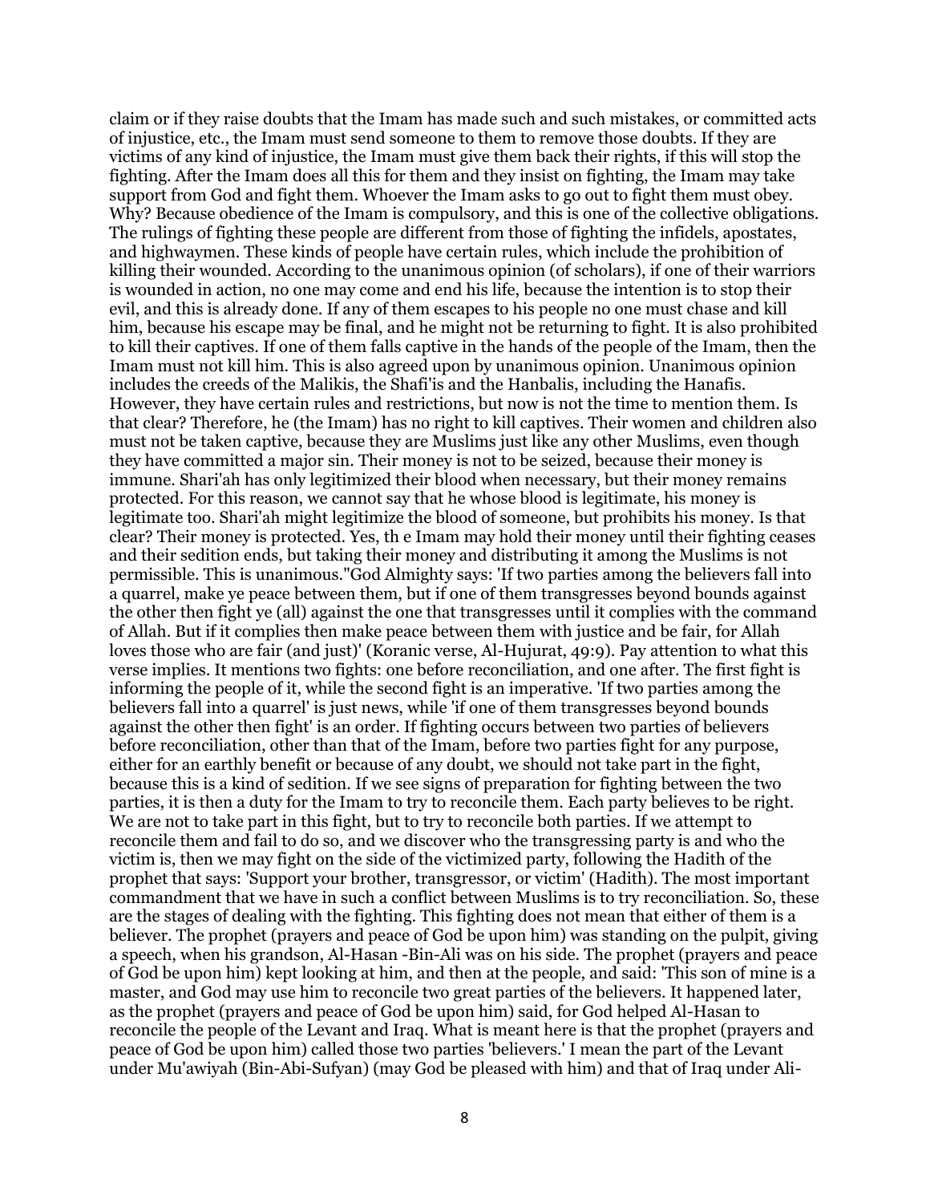claim or if they raise doubts that the Imam has made such and such mistakes, or committed acts of injustice, etc., the Imam must send someone to them to remove those doubts. If they are victims of any kind of injustice, the Imam must give them back their rights, if this will stop the fighting. After the Imam does all this for them and they insist on fighting, the Imam may take support from God and fight them. Whoever the Imam asks to go out to fight them must obey. Why? Because obedience of the Imam is compulsory, and this is one of the collective obligations. The rulings of fighting these people are different from those of fighting the infidels, apostates, and highwaymen. These kinds of people have certain rules, which include the prohibition of killing their wounded. According to the unanimous opinion (of scholars), if one of their warriors is wounded in action, no one may come and end his life, because the intention is to stop their evil, and this is already done. If any of them escapes to his people no one must chase and kill him, because his escape may be final, and he might not be returning to fight. It is also prohibited to kill their captives. If one of them falls captive in the hands of the people of the Imam, then the Imam must not kill him. This is also agreed upon by unanimous opinion. Unanimous opinion includes the creeds of the Malikis, the Shafi'is and the Hanbalis, including the Hanafis. However, they have certain rules and restrictions, but now is not the time to mention them. Is that clear? Therefore, he (the Imam) has no right to kill captives. Their women and children also must not be taken captive, because they are Muslims just like any other Muslims, even though they have committed a major sin. Their money is not to be seized, because their money is immune. Shari'ah has only legitimized their blood when necessary, but their money remains protected. For this reason, we cannot say that he whose blood is legitimate, his money is legitimate too. Shari'ah might legitimize the blood of someone, but prohibits his money. Is that clear? Their money is protected. Yes, th e Imam may hold their money until their fighting ceases and their sedition ends, but taking their money and distributing it among the Muslims is not permissible. This is unanimous."God Almighty says: 'If two parties among the believers fall into a quarrel, make ye peace between them, but if one of them transgresses beyond bounds against the other then fight ye (all) against the one that transgresses until it complies with the command of Allah. But if it complies then make peace between them with justice and be fair, for Allah loves those who are fair (and just)' (Koranic verse, Al-Hujurat, 49:9). Pay attention to what this verse implies. It mentions two fights: one before reconciliation, and one after. The first fight is informing the people of it, while the second fight is an imperative. 'If two parties among the believers fall into a quarrel' is just news, while 'if one of them transgresses beyond bounds against the other then fight' is an order. If fighting occurs between two parties of believers before reconciliation, other than that of the Imam, before two parties fight for any purpose, either for an earthly benefit or because of any doubt, we should not take part in the fight, because this is a kind of sedition. If we see signs of preparation for fighting between the two parties, it is then a duty for the Imam to try to reconcile them. Each party believes to be right. We are not to take part in this fight, but to try to reconcile both parties. If we attempt to reconcile them and fail to do so, and we discover who the transgressing party is and who the victim is, then we may fight on the side of the victimized party, following the Hadith of the prophet that says: 'Support your brother, transgressor, or victim' (Hadith). The most important commandment that we have in such a conflict between Muslims is to try reconciliation. So, these are the stages of dealing with the fighting. This fighting does not mean that either of them is a believer. The prophet (prayers and peace of God be upon him) was standing on the pulpit, giving a speech, when his grandson, Al-Hasan -Bin-Ali was on his side. The prophet (prayers and peace of God be upon him) kept looking at him, and then at the people, and said: 'This son of mine is a master, and God may use him to reconcile two great parties of the believers. It happened later, as the prophet (prayers and peace of God be upon him) said, for God helped Al-Hasan to reconcile the people of the Levant and Iraq. What is meant here is that the prophet (prayers and peace of God be upon him) called those two parties 'believers.' I mean the part of the Levant under Mu'awiyah (Bin-Abi-Sufyan) (may God be pleased with him) and that of Iraq under Ali-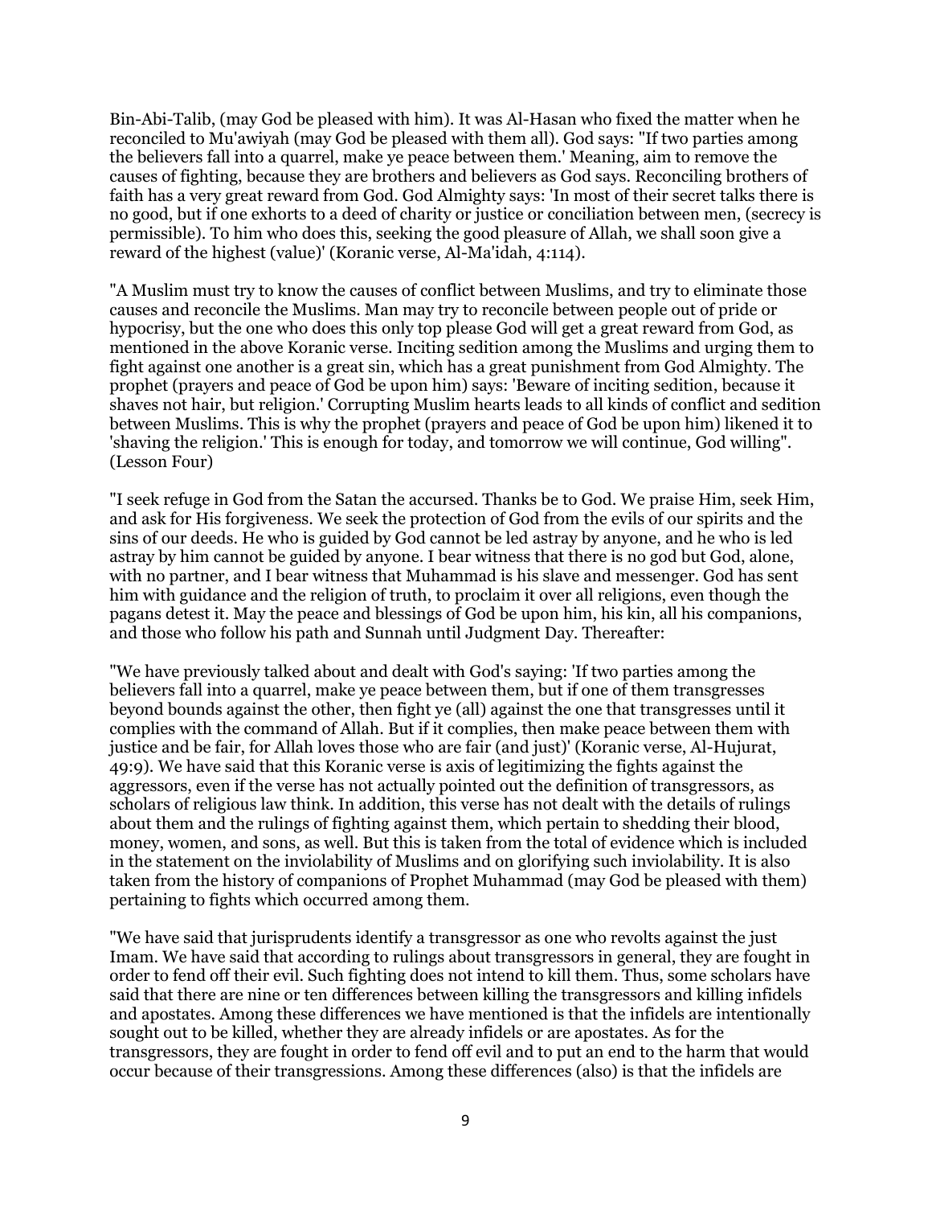Bin-Abi-Talib, (may God be pleased with him). It was Al-Hasan who fixed the matter when he reconciled to Mu'awiyah (may God be pleased with them all). God says: "If two parties among the believers fall into a quarrel, make ye peace between them.' Meaning, aim to remove the causes of fighting, because they are brothers and believers as God says. Reconciling brothers of faith has a very great reward from God. God Almighty says: 'In most of their secret talks there is no good, but if one exhorts to a deed of charity or justice or conciliation between men, (secrecy is permissible). To him who does this, seeking the good pleasure of Allah, we shall soon give a reward of the highest (value)' (Koranic verse, Al-Ma'idah, 4:114).

"A Muslim must try to know the causes of conflict between Muslims, and try to eliminate those causes and reconcile the Muslims. Man may try to reconcile between people out of pride or hypocrisy, but the one who does this only top please God will get a great reward from God, as mentioned in the above Koranic verse. Inciting sedition among the Muslims and urging them to fight against one another is a great sin, which has a great punishment from God Almighty. The prophet (prayers and peace of God be upon him) says: 'Beware of inciting sedition, because it shaves not hair, but religion.' Corrupting Muslim hearts leads to all kinds of conflict and sedition between Muslims. This is why the prophet (prayers and peace of God be upon him) likened it to 'shaving the religion.' This is enough for today, and tomorrow we will continue, God willing". (Lesson Four)

"I seek refuge in God from the Satan the accursed. Thanks be to God. We praise Him, seek Him, and ask for His forgiveness. We seek the protection of God from the evils of our spirits and the sins of our deeds. He who is guided by God cannot be led astray by anyone, and he who is led astray by him cannot be guided by anyone. I bear witness that there is no god but God, alone, with no partner, and I bear witness that Muhammad is his slave and messenger. God has sent him with guidance and the religion of truth, to proclaim it over all religions, even though the pagans detest it. May the peace and blessings of God be upon him, his kin, all his companions, and those who follow his path and Sunnah until Judgment Day. Thereafter:

"We have previously talked about and dealt with God's saying: 'If two parties among the believers fall into a quarrel, make ye peace between them, but if one of them transgresses beyond bounds against the other, then fight ye (all) against the one that transgresses until it complies with the command of Allah. But if it complies, then make peace between them with justice and be fair, for Allah loves those who are fair (and just)' (Koranic verse, Al-Hujurat, 49:9). We have said that this Koranic verse is axis of legitimizing the fights against the aggressors, even if the verse has not actually pointed out the definition of transgressors, as scholars of religious law think. In addition, this verse has not dealt with the details of rulings about them and the rulings of fighting against them, which pertain to shedding their blood, money, women, and sons, as well. But this is taken from the total of evidence which is included in the statement on the inviolability of Muslims and on glorifying such inviolability. It is also taken from the history of companions of Prophet Muhammad (may God be pleased with them) pertaining to fights which occurred among them.

"We have said that jurisprudents identify a transgressor as one who revolts against the just Imam. We have said that according to rulings about transgressors in general, they are fought in order to fend off their evil. Such fighting does not intend to kill them. Thus, some scholars have said that there are nine or ten differences between killing the transgressors and killing infidels and apostates. Among these differences we have mentioned is that the infidels are intentionally sought out to be killed, whether they are already infidels or are apostates. As for the transgressors, they are fought in order to fend off evil and to put an end to the harm that would occur because of their transgressions. Among these differences (also) is that the infidels are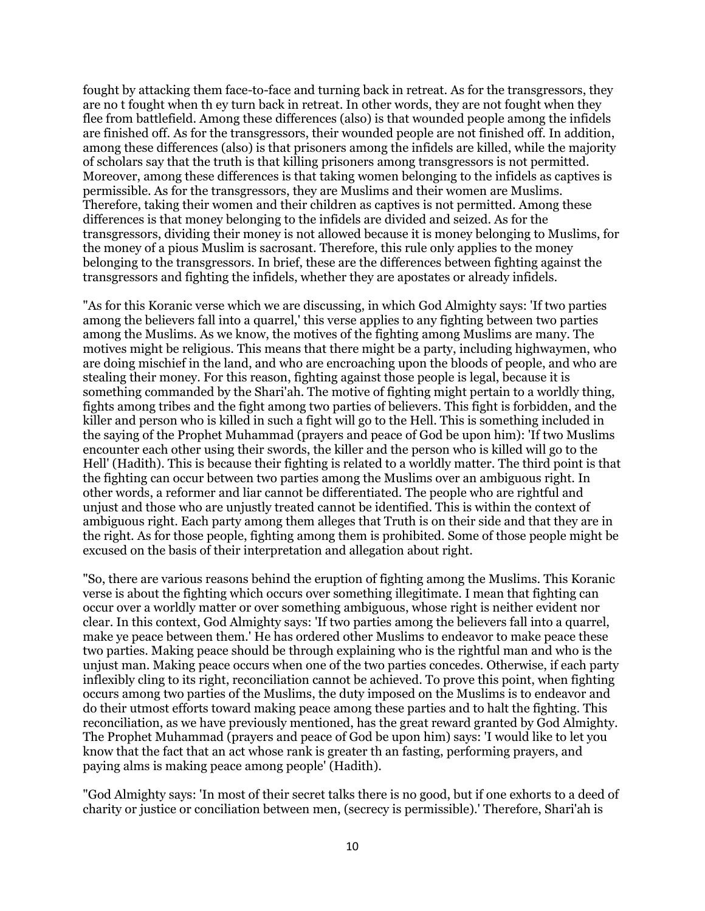fought by attacking them face-to-face and turning back in retreat. As for the transgressors, they are no t fought when th ey turn back in retreat. In other words, they are not fought when they flee from battlefield. Among these differences (also) is that wounded people among the infidels are finished off. As for the transgressors, their wounded people are not finished off. In addition, among these differences (also) is that prisoners among the infidels are killed, while the majority of scholars say that the truth is that killing prisoners among transgressors is not permitted. Moreover, among these differences is that taking women belonging to the infidels as captives is permissible. As for the transgressors, they are Muslims and their women are Muslims. Therefore, taking their women and their children as captives is not permitted. Among these differences is that money belonging to the infidels are divided and seized. As for the transgressors, dividing their money is not allowed because it is money belonging to Muslims, for the money of a pious Muslim is sacrosant. Therefore, this rule only applies to the money belonging to the transgressors. In brief, these are the differences between fighting against the transgressors and fighting the infidels, whether they are apostates or already infidels.

"As for this Koranic verse which we are discussing, in which God Almighty says: 'If two parties among the believers fall into a quarrel,' this verse applies to any fighting between two parties among the Muslims. As we know, the motives of the fighting among Muslims are many. The motives might be religious. This means that there might be a party, including highwaymen, who are doing mischief in the land, and who are encroaching upon the bloods of people, and who are stealing their money. For this reason, fighting against those people is legal, because it is something commanded by the Shari'ah. The motive of fighting might pertain to a worldly thing, fights among tribes and the fight among two parties of believers. This fight is forbidden, and the killer and person who is killed in such a fight will go to the Hell. This is something included in the saying of the Prophet Muhammad (prayers and peace of God be upon him): 'If two Muslims encounter each other using their swords, the killer and the person who is killed will go to the Hell' (Hadith). This is because their fighting is related to a worldly matter. The third point is that the fighting can occur between two parties among the Muslims over an ambiguous right. In other words, a reformer and liar cannot be differentiated. The people who are rightful and unjust and those who are unjustly treated cannot be identified. This is within the context of ambiguous right. Each party among them alleges that Truth is on their side and that they are in the right. As for those people, fighting among them is prohibited. Some of those people might be excused on the basis of their interpretation and allegation about right.

"So, there are various reasons behind the eruption of fighting among the Muslims. This Koranic verse is about the fighting which occurs over something illegitimate. I mean that fighting can occur over a worldly matter or over something ambiguous, whose right is neither evident nor clear. In this context, God Almighty says: 'If two parties among the believers fall into a quarrel, make ye peace between them.' He has ordered other Muslims to endeavor to make peace these two parties. Making peace should be through explaining who is the rightful man and who is the unjust man. Making peace occurs when one of the two parties concedes. Otherwise, if each party inflexibly cling to its right, reconciliation cannot be achieved. To prove this point, when fighting occurs among two parties of the Muslims, the duty imposed on the Muslims is to endeavor and do their utmost efforts toward making peace among these parties and to halt the fighting. This reconciliation, as we have previously mentioned, has the great reward granted by God Almighty. The Prophet Muhammad (prayers and peace of God be upon him) says: 'I would like to let you know that the fact that an act whose rank is greater th an fasting, performing prayers, and paying alms is making peace among people' (Hadith).

"God Almighty says: 'In most of their secret talks there is no good, but if one exhorts to a deed of charity or justice or conciliation between men, (secrecy is permissible).' Therefore, Shari'ah is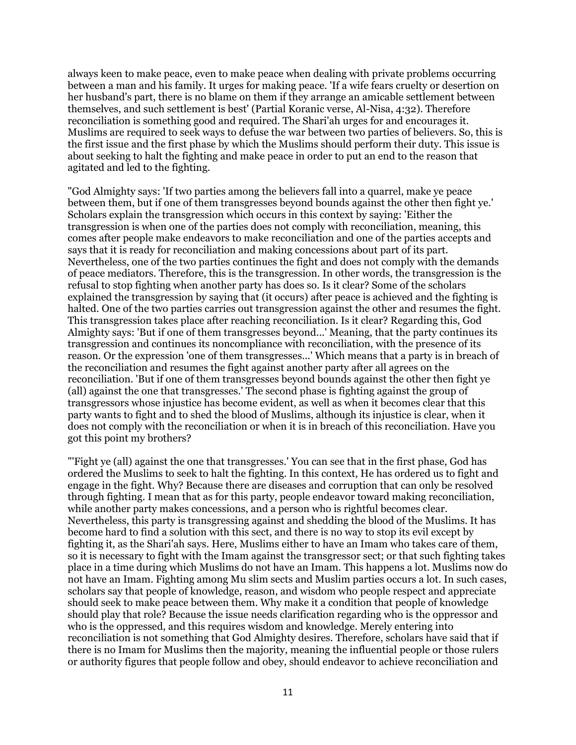always keen to make peace, even to make peace when dealing with private problems occurring between a man and his family. It urges for making peace. 'If a wife fears cruelty or desertion on her husband's part, there is no blame on them if they arrange an amicable settlement between themselves, and such settlement is best' (Partial Koranic verse, Al-Nisa, 4:32). Therefore reconciliation is something good and required. The Shari'ah urges for and encourages it. Muslims are required to seek ways to defuse the war between two parties of believers. So, this is the first issue and the first phase by which the Muslims should perform their duty. This issue is about seeking to halt the fighting and make peace in order to put an end to the reason that agitated and led to the fighting.

"God Almighty says: 'If two parties among the believers fall into a quarrel, make ye peace between them, but if one of them transgresses beyond bounds against the other then fight ye.' Scholars explain the transgression which occurs in this context by saying: 'Either the transgression is when one of the parties does not comply with reconciliation, meaning, this comes after people make endeavors to make reconciliation and one of the parties accepts and says that it is ready for reconciliation and making concessions about part of its part. Nevertheless, one of the two parties continues the fight and does not comply with the demands of peace mediators. Therefore, this is the transgression. In other words, the transgression is the refusal to stop fighting when another party has does so. Is it clear? Some of the scholars explained the transgression by saying that (it occurs) after peace is achieved and the fighting is halted. One of the two parties carries out transgression against the other and resumes the fight. This transgression takes place after reaching reconciliation. Is it clear? Regarding this, God Almighty says: 'But if one of them transgresses beyond...' Meaning, that the party continues its transgression and continues its noncompliance with reconciliation, with the presence of its reason. Or the expression 'one of them transgresses...' Which means that a party is in breach of the reconciliation and resumes the fight against another party after all agrees on the reconciliation. 'But if one of them transgresses beyond bounds against the other then fight ye (all) against the one that transgresses.' The second phase is fighting against the group of transgressors whose injustice has become evident, as well as when it becomes clear that this party wants to fight and to shed the blood of Muslims, although its injustice is clear, when it does not comply with the reconciliation or when it is in breach of this reconciliation. Have you got this point my brothers?

"'Fight ye (all) against the one that transgresses.' You can see that in the first phase, God has ordered the Muslims to seek to halt the fighting. In this context, He has ordered us to fight and engage in the fight. Why? Because there are diseases and corruption that can only be resolved through fighting. I mean that as for this party, people endeavor toward making reconciliation, while another party makes concessions, and a person who is rightful becomes clear. Nevertheless, this party is transgressing against and shedding the blood of the Muslims. It has become hard to find a solution with this sect, and there is no way to stop its evil except by fighting it, as the Shari'ah says. Here, Muslims either to have an Imam who takes care of them, so it is necessary to fight with the Imam against the transgressor sect; or that such fighting takes place in a time during which Muslims do not have an Imam. This happens a lot. Muslims now do not have an Imam. Fighting among Mu slim sects and Muslim parties occurs a lot. In such cases, scholars say that people of knowledge, reason, and wisdom who people respect and appreciate should seek to make peace between them. Why make it a condition that people of knowledge should play that role? Because the issue needs clarification regarding who is the oppressor and who is the oppressed, and this requires wisdom and knowledge. Merely entering into reconciliation is not something that God Almighty desires. Therefore, scholars have said that if there is no Imam for Muslims then the majority, meaning the influential people or those rulers or authority figures that people follow and obey, should endeavor to achieve reconciliation and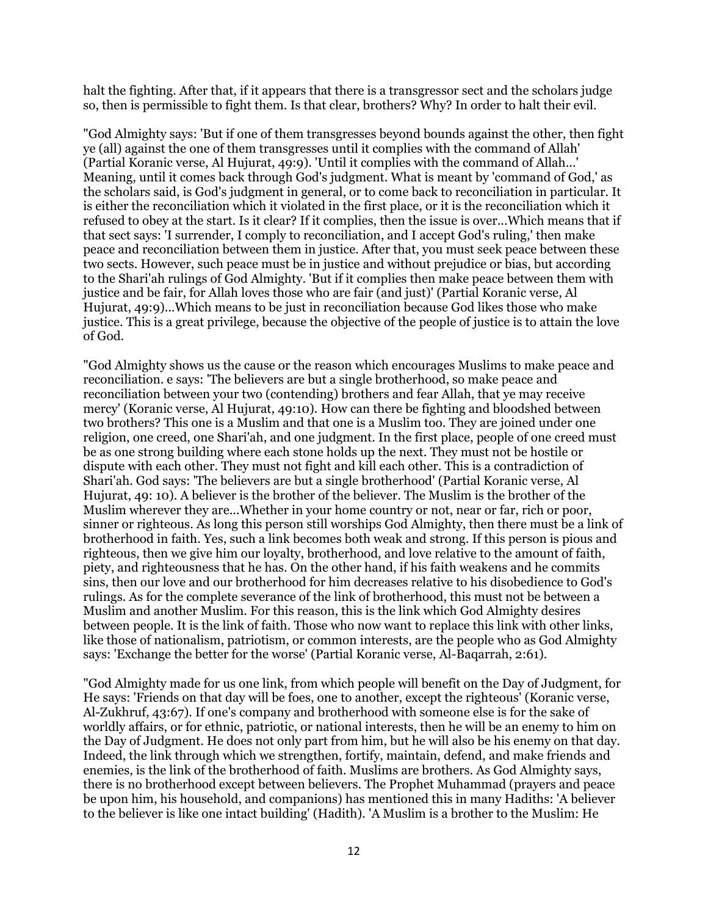halt the fighting. After that, if it appears that there is a transgressor sect and the scholars judge so, then is permissible to fight them. Is that clear, brothers? Why? In order to halt their evil.

"God Almighty says: 'But if one of them transgresses beyond bounds against the other, then fight ye (all) against the one of them transgresses until it complies with the command of Allah' (Partial Koranic verse, Al Hujurat, 49:9). 'Until it complies with the command of Allah...' Meaning, until it comes back through God's judgment. What is meant by 'command of God,' as the scholars said, is God's judgment in general, or to come back to reconciliation in particular. It is either the reconciliation which it violated in the first place, or it is the reconciliation which it refused to obey at the start. Is it clear? If it complies, then the issue is over...Which means that if that sect says: 'I surrender, I comply to reconciliation, and I accept God's ruling,' then make peace and reconciliation between them in justice. After that, you must seek peace between these two sects. However, such peace must be in justice and without prejudice or bias, but according to the Shari'ah rulings of God Almighty. 'But if it complies then make peace between them with justice and be fair, for Allah loves those who are fair (and just)' (Partial Koranic verse, Al Hujurat, 49:9)...Which means to be just in reconciliation because God likes those who make justice. This is a great privilege, because the objective of the people of justice is to attain the love of God.

"God Almighty shows us the cause or the reason which encourages Muslims to make peace and reconciliation. e says: 'The believers are but a single brotherhood, so make peace and reconciliation between your two (contending) brothers and fear Allah, that ye may receive mercy' (Koranic verse, Al Hujurat, 49:10). How can there be fighting and bloodshed between two brothers? This one is a Muslim and that one is a Muslim too. They are joined under one religion, one creed, one Shari'ah, and one judgment. In the first place, people of one creed must be as one strong building where each stone holds up the next. They must not be hostile or dispute with each other. They must not fight and kill each other. This is a contradiction of Shari'ah. God says: 'The believers are but a single brotherhood' (Partial Koranic verse, Al Hujurat, 49: 10). A believer is the brother of the believer. The Muslim is the brother of the Muslim wherever they are...Whether in your home country or not, near or far, rich or poor, sinner or righteous. As long this person still worships God Almighty, then there must be a link of brotherhood in faith. Yes, such a link becomes both weak and strong. If this person is pious and righteous, then we give him our loyalty, brotherhood, and love relative to the amount of faith, piety, and righteousness that he has. On the other hand, if his faith weakens and he commits sins, then our love and our brotherhood for him decreases relative to his disobedience to God's rulings. As for the complete severance of the link of brotherhood, this must not be between a Muslim and another Muslim. For this reason, this is the link which God Almighty desires between people. It is the link of faith. Those who now want to replace this link with other links, like those of nationalism, patriotism, or common interests, are the people who as God Almighty says: 'Exchange the better for the worse' (Partial Koranic verse, Al-Baqarrah, 2:61).

"God Almighty made for us one link, from which people will benefit on the Day of Judgment, for He says: 'Friends on that day will be foes, one to another, except the righteous' (Koranic verse, Al-Zukhruf, 43:67). If one's company and brotherhood with someone else is for the sake of worldly affairs, or for ethnic, patriotic, or national interests, then he will be an enemy to him on the Day of Judgment. He does not only part from him, but he will also be his enemy on that day. Indeed, the link through which we strengthen, fortify, maintain, defend, and make friends and enemies, is the link of the brotherhood of faith. Muslims are brothers. As God Almighty says, there is no brotherhood except between believers. The Prophet Muhammad (prayers and peace be upon him, his household, and companions) has mentioned this in many Hadiths: 'A believer to the believer is like one intact building' (Hadith). 'A Muslim is a brother to the Muslim: He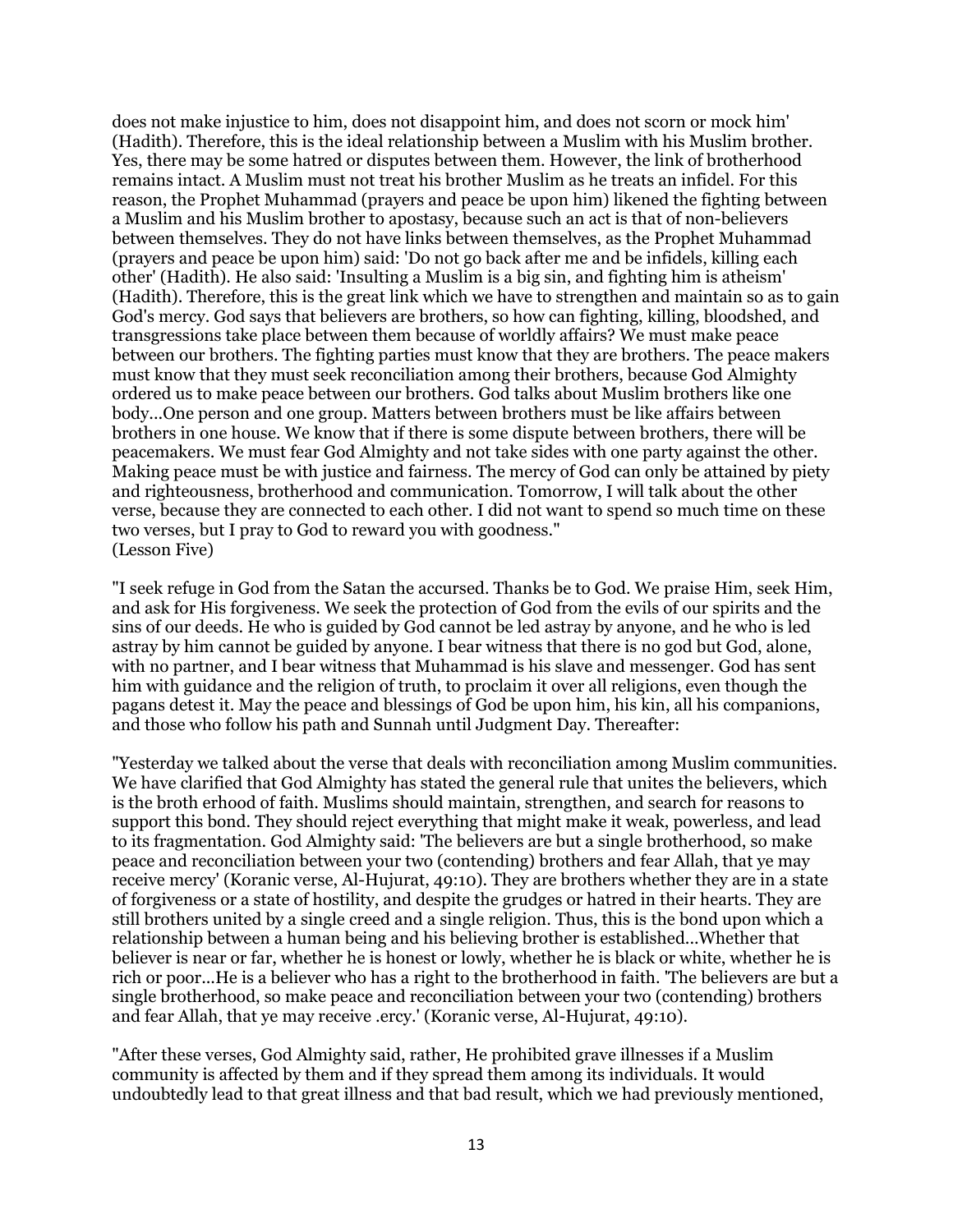does not make injustice to him, does not disappoint him, and does not scorn or mock him' (Hadith). Therefore, this is the ideal relationship between a Muslim with his Muslim brother. Yes, there may be some hatred or disputes between them. However, the link of brotherhood remains intact. A Muslim must not treat his brother Muslim as he treats an infidel. For this reason, the Prophet Muhammad (prayers and peace be upon him) likened the fighting between a Muslim and his Muslim brother to apostasy, because such an act is that of non-believers between themselves. They do not have links between themselves, as the Prophet Muhammad (prayers and peace be upon him) said: 'Do not go back after me and be infidels, killing each other' (Hadith). He also said: 'Insulting a Muslim is a big sin, and fighting him is atheism' (Hadith). Therefore, this is the great link which we have to strengthen and maintain so as to gain God's mercy. God says that believers are brothers, so how can fighting, killing, bloodshed, and transgressions take place between them because of worldly affairs? We must make peace between our brothers. The fighting parties must know that they are brothers. The peace makers must know that they must seek reconciliation among their brothers, because God Almighty ordered us to make peace between our brothers. God talks about Muslim brothers like one body...One person and one group. Matters between brothers must be like affairs between brothers in one house. We know that if there is some dispute between brothers, there will be peacemakers. We must fear God Almighty and not take sides with one party against the other. Making peace must be with justice and fairness. The mercy of God can only be attained by piety and righteousness, brotherhood and communication. Tomorrow, I will talk about the other verse, because they are connected to each other. I did not want to spend so much time on these two verses, but I pray to God to reward you with goodness."
(Lesson Five)

"I seek refuge in God from the Satan the accursed. Thanks be to God. We praise Him, seek Him, and ask for His forgiveness. We seek the protection of God from the evils of our spirits and the sins of our deeds. He who is guided by God cannot be led astray by anyone, and he who is led astray by him cannot be guided by anyone. I bear witness that there is no god but God, alone, with no partner, and I bear witness that Muhammad is his slave and messenger. God has sent him with guidance and the religion of truth, to proclaim it over all religions, even though the pagans detest it. May the peace and blessings of God be upon him, his kin, all his companions, and those who follow his path and Sunnah until Judgment Day. Thereafter:

"Yesterday we talked about the verse that deals with reconciliation among Muslim communities. We have clarified that God Almighty has stated the general rule that unites the believers, which is the broth erhood of faith. Muslims should maintain, strengthen, and search for reasons to support this bond. They should reject everything that might make it weak, powerless, and lead to its fragmentation. God Almighty said: 'The believers are but a single brotherhood, so make peace and reconciliation between your two (contending) brothers and fear Allah, that ye may receive mercy' (Koranic verse, Al-Hujurat, 49:10). They are brothers whether they are in a state of forgiveness or a state of hostility, and despite the grudges or hatred in their hearts. They are still brothers united by a single creed and a single religion. Thus, this is the bond upon which a relationship between a human being and his believing brother is established...Whether that believer is near or far, whether he is honest or lowly, whether he is black or white, whether he is rich or poor...He is a believer who has a right to the brotherhood in faith. 'The believers are but a single brotherhood, so make peace and reconciliation between your two (contending) brothers and fear Allah, that ye may receive .ercy.' (Koranic verse, Al-Hujurat, 49:10).

"After these verses, God Almighty said, rather, He prohibited grave illnesses if a Muslim community is affected by them and if they spread them among its individuals. It would undoubtedly lead to that great illness and that bad result, which we had previously mentioned,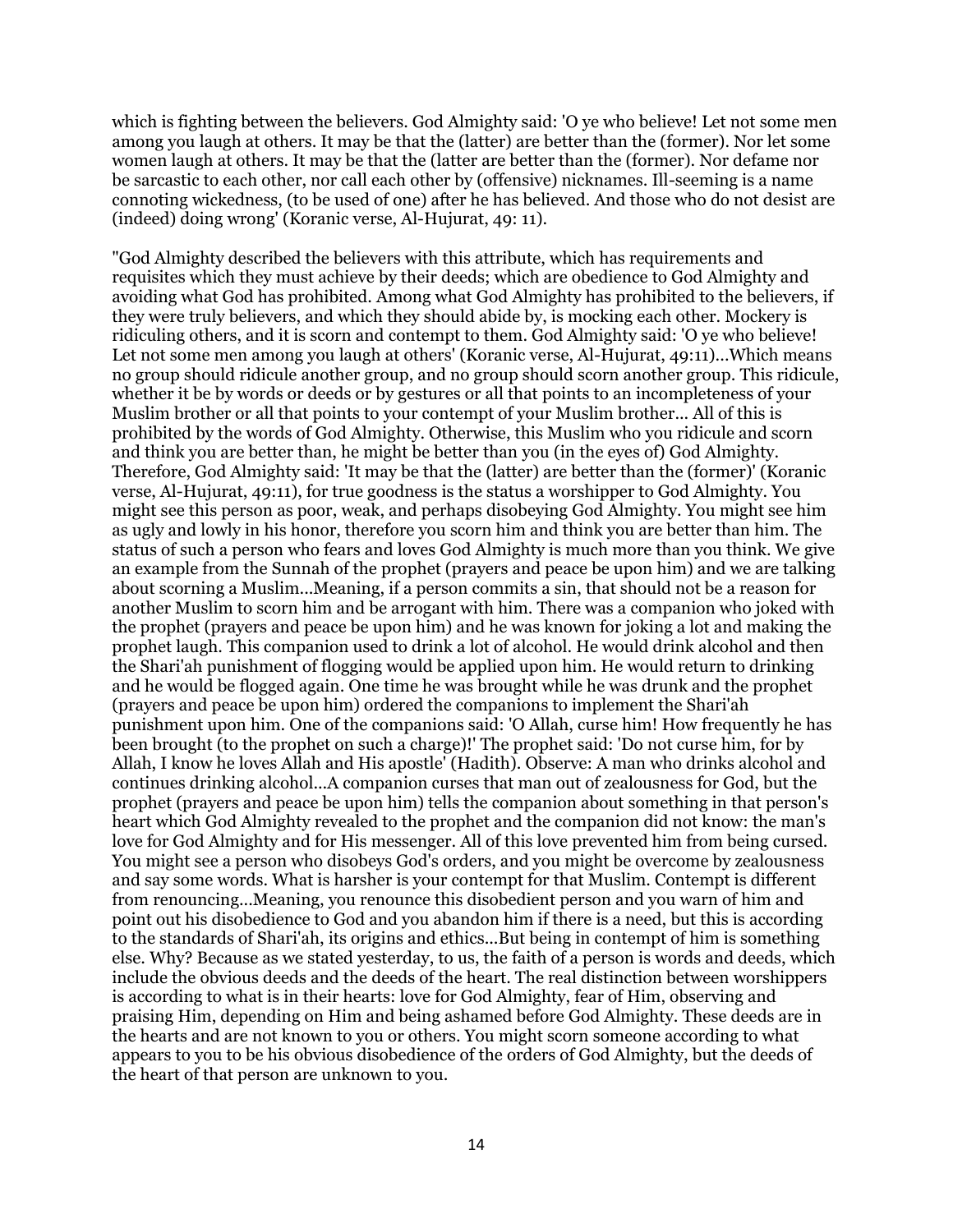which is fighting between the believers. God Almighty said: 'O ye who believe! Let not some men among you laugh at others. It may be that the (latter) are better than the (former). Nor let some women laugh at others. It may be that the (latter are better than the (former). Nor defame nor be sarcastic to each other, nor call each other by (offensive) nicknames. Ill-seeming is a name connoting wickedness, (to be used of one) after he has believed. And those who do not desist are (indeed) doing wrong' (Koranic verse, Al-Hujurat, 49: 11).

"God Almighty described the believers with this attribute, which has requirements and requisites which they must achieve by their deeds; which are obedience to God Almighty and avoiding what God has prohibited. Among what God Almighty has prohibited to the believers, if they were truly believers, and which they should abide by, is mocking each other. Mockery is ridiculing others, and it is scorn and contempt to them. God Almighty said: 'O ye who believe! Let not some men among you laugh at others' (Koranic verse, Al-Hujurat, 49:11)...Which means no group should ridicule another group, and no group should scorn another group. This ridicule, whether it be by words or deeds or by gestures or all that points to an incompleteness of your Muslim brother or all that points to your contempt of your Muslim brother... All of this is prohibited by the words of God Almighty. Otherwise, this Muslim who you ridicule and scorn and think you are better than, he might be better than you (in the eyes of) God Almighty. Therefore, God Almighty said: 'It may be that the (latter) are better than the (former)' (Koranic verse, Al-Hujurat, 49:11), for true goodness is the status a worshipper to God Almighty. You might see this person as poor, weak, and perhaps disobeying God Almighty. You might see him as ugly and lowly in his honor, therefore you scorn him and think you are better than him. The status of such a person who fears and loves God Almighty is much more than you think. We give an example from the Sunnah of the prophet (prayers and peace be upon him) and we are talking about scorning a Muslim...Meaning, if a person commits a sin, that should not be a reason for another Muslim to scorn him and be arrogant with him. There was a companion who joked with the prophet (prayers and peace be upon him) and he was known for joking a lot and making the prophet laugh. This companion used to drink a lot of alcohol. He would drink alcohol and then the Shari'ah punishment of flogging would be applied upon him. He would return to drinking and he would be flogged again. One time he was brought while he was drunk and the prophet (prayers and peace be upon him) ordered the companions to implement the Shari'ah punishment upon him. One of the companions said: 'O Allah, curse him! How frequently he has been brought (to the prophet on such a charge)!' The prophet said: 'Do not curse him, for by Allah, I know he loves Allah and His apostle' (Hadith). Observe: A man who drinks alcohol and continues drinking alcohol...A companion curses that man out of zealousness for God, but the prophet (prayers and peace be upon him) tells the companion about something in that person's heart which God Almighty revealed to the prophet and the companion did not know: the man's love for God Almighty and for His messenger. All of this love prevented him from being cursed. You might see a person who disobeys God's orders, and you might be overcome by zealousness and say some words. What is harsher is your contempt for that Muslim. Contempt is different from renouncing...Meaning, you renounce this disobedient person and you warn of him and point out his disobedience to God and you abandon him if there is a need, but this is according to the standards of Shari'ah, its origins and ethics...But being in contempt of him is something else. Why? Because as we stated yesterday, to us, the faith of a person is words and deeds, which include the obvious deeds and the deeds of the heart. The real distinction between worshippers is according to what is in their hearts: love for God Almighty, fear of Him, observing and praising Him, depending on Him and being ashamed before God Almighty. These deeds are in the hearts and are not known to you or others. You might scorn someone according to what appears to you to be his obvious disobedience of the orders of God Almighty, but the deeds of the heart of that person are unknown to you.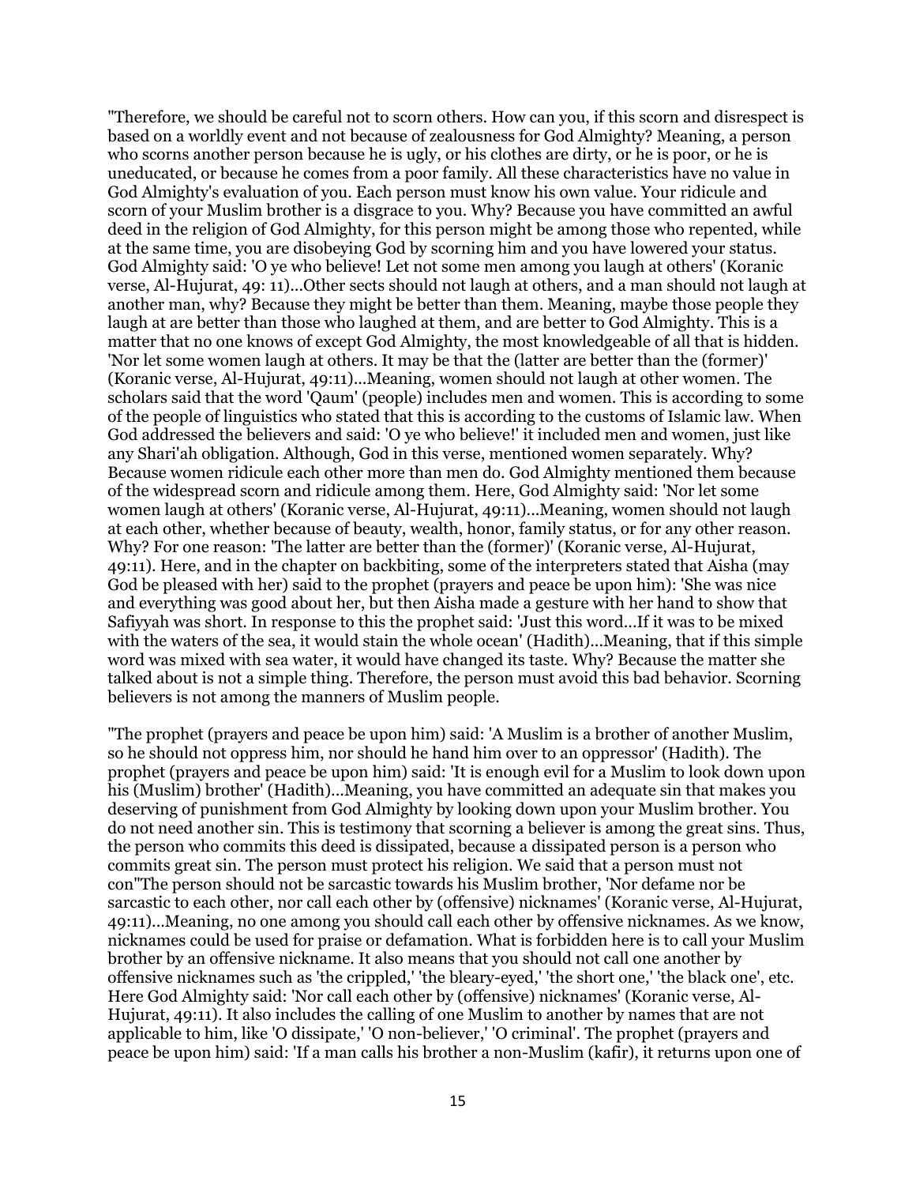"Therefore, we should be careful not to scorn others. How can you, if this scorn and disrespect is based on a worldly event and not because of zealousness for God Almighty? Meaning, a person who scorns another person because he is ugly, or his clothes are dirty, or he is poor, or he is uneducated, or because he comes from a poor family. All these characteristics have no value in God Almighty's evaluation of you. Each person must know his own value. Your ridicule and scorn of your Muslim brother is a disgrace to you. Why? Because you have committed an awful deed in the religion of God Almighty, for this person might be among those who repented, while at the same time, you are disobeying God by scorning him and you have lowered your status. God Almighty said: 'O ye who believe! Let not some men among you laugh at others' (Koranic verse, Al-Hujurat, 49: 11)...Other sects should not laugh at others, and a man should not laugh at another man, why? Because they might be better than them. Meaning, maybe those people they laugh at are better than those who laughed at them, and are better to God Almighty. This is a matter that no one knows of except God Almighty, the most knowledgeable of all that is hidden. 'Nor let some women laugh at others. It may be that the (latter are better than the (former)' (Koranic verse, Al-Hujurat, 49:11)...Meaning, women should not laugh at other women. The scholars said that the word 'Qaum' (people) includes men and women. This is according to some of the people of linguistics who stated that this is according to the customs of Islamic law. When God addressed the believers and said: 'O ye who believe!' it included men and women, just like any Shari'ah obligation. Although, God in this verse, mentioned women separately. Why? Because women ridicule each other more than men do. God Almighty mentioned them because of the widespread scorn and ridicule among them. Here, God Almighty said: 'Nor let some women laugh at others' (Koranic verse, Al-Hujurat, 49:11)...Meaning, women should not laugh at each other, whether because of beauty, wealth, honor, family status, or for any other reason. Why? For one reason: 'The latter are better than the (former)' (Koranic verse, Al-Hujurat, 49:11). Here, and in the chapter on backbiting, some of the interpreters stated that Aisha (may God be pleased with her) said to the prophet (prayers and peace be upon him): 'She was nice and everything was good about her, but then Aisha made a gesture with her hand to show that Safiyyah was short. In response to this the prophet said: 'Just this word...If it was to be mixed with the waters of the sea, it would stain the whole ocean' (Hadith)...Meaning, that if this simple word was mixed with sea water, it would have changed its taste. Why? Because the matter she talked about is not a simple thing. Therefore, the person must avoid this bad behavior. Scorning believers is not among the manners of Muslim people.

"The prophet (prayers and peace be upon him) said: 'A Muslim is a brother of another Muslim, so he should not oppress him, nor should he hand him over to an oppressor' (Hadith). The prophet (prayers and peace be upon him) said: 'It is enough evil for a Muslim to look down upon his (Muslim) brother' (Hadith)...Meaning, you have committed an adequate sin that makes you deserving of punishment from God Almighty by looking down upon your Muslim brother. You do not need another sin. This is testimony that scorning a believer is among the great sins. Thus, the person who commits this deed is dissipated, because a dissipated person is a person who commits great sin. The person must protect his religion. We said that a person must not con"The person should not be sarcastic towards his Muslim brother, 'Nor defame nor be sarcastic to each other, nor call each other by (offensive) nicknames' (Koranic verse, Al-Hujurat, 49:11)...Meaning, no one among you should call each other by offensive nicknames. As we know, nicknames could be used for praise or defamation. What is forbidden here is to call your Muslim brother by an offensive nickname. It also means that you should not call one another by offensive nicknames such as 'the crippled,' 'the bleary-eyed,' 'the short one,' 'the black one', etc. Here God Almighty said: 'Nor call each other by (offensive) nicknames' (Koranic verse, Al-Hujurat, 49:11). It also includes the calling of one Muslim to another by names that are not applicable to him, like 'O dissipate,' 'O non-believer,' 'O criminal'. The prophet (prayers and peace be upon him) said: 'If a man calls his brother a non-Muslim (kafir), it returns upon one of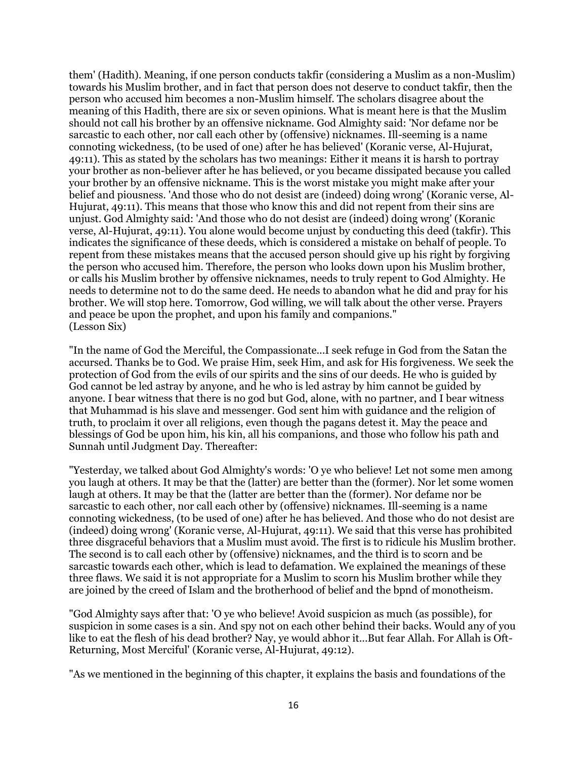them' (Hadith). Meaning, if one person conducts takfir (considering a Muslim as a non-Muslim) towards his Muslim brother, and in fact that person does not deserve to conduct takfir, then the person who accused him becomes a non-Muslim himself. The scholars disagree about the meaning of this Hadith, there are six or seven opinions. What is meant here is that the Muslim should not call his brother by an offensive nickname. God Almighty said: 'Nor defame nor be sarcastic to each other, nor call each other by (offensive) nicknames. Ill-seeming is a name connoting wickedness, (to be used of one) after he has believed' (Koranic verse, Al-Hujurat, 49:11). This as stated by the scholars has two meanings: Either it means it is harsh to portray your brother as non-believer after he has believed, or you became dissipated because you called your brother by an offensive nickname. This is the worst mistake you might make after your belief and piousness. 'And those who do not desist are (indeed) doing wrong' (Koranic verse, Al-Hujurat, 49:11). This means that those who know this and did not repent from their sins are unjust. God Almighty said: 'And those who do not desist are (indeed) doing wrong' (Koranic verse, Al-Hujurat, 49:11). You alone would become unjust by conducting this deed (takfir). This indicates the significance of these deeds, which is considered a mistake on behalf of people. To repent from these mistakes means that the accused person should give up his right by forgiving the person who accused him. Therefore, the person who looks down upon his Muslim brother, or calls his Muslim brother by offensive nicknames, needs to truly repent to God Almighty. He needs to determine not to do the same deed. He needs to abandon what he did and pray for his brother. We will stop here. Tomorrow, God willing, we will talk about the other verse. Prayers and peace be upon the prophet, and upon his family and companions."
(Lesson Six)

"In the name of God the Merciful, the Compassionate...I seek refuge in God from the Satan the accursed. Thanks be to God. We praise Him, seek Him, and ask for His forgiveness. We seek the protection of God from the evils of our spirits and the sins of our deeds. He who is guided by God cannot be led astray by anyone, and he who is led astray by him cannot be guided by anyone. I bear witness that there is no god but God, alone, with no partner, and I bear witness that Muhammad is his slave and messenger. God sent him with guidance and the religion of truth, to proclaim it over all religions, even though the pagans detest it. May the peace and blessings of God be upon him, his kin, all his companions, and those who follow his path and Sunnah until Judgment Day. Thereafter:

"Yesterday, we talked about God Almighty's words: 'O ye who believe! Let not some men among you laugh at others. It may be that the (latter) are better than the (former). Nor let some women laugh at others. It may be that the (latter are better than the (former). Nor defame nor be sarcastic to each other, nor call each other by (offensive) nicknames. Ill-seeming is a name connoting wickedness, (to be used of one) after he has believed. And those who do not desist are (indeed) doing wrong' (Koranic verse, Al-Hujurat, 49:11). We said that this verse has prohibited three disgraceful behaviors that a Muslim must avoid. The first is to ridicule his Muslim brother. The second is to call each other by (offensive) nicknames, and the third is to scorn and be sarcastic towards each other, which is lead to defamation. We explained the meanings of these three flaws. We said it is not appropriate for a Muslim to scorn his Muslim brother while they are joined by the creed of Islam and the brotherhood of belief and the bpnd of monotheism.

"God Almighty says after that: 'O ye who believe! Avoid suspicion as much (as possible), for suspicion in some cases is a sin. And spy not on each other behind their backs. Would any of you like to eat the flesh of his dead brother? Nay, ye would abhor it...But fear Allah. For Allah is Oft-Returning, Most Merciful' (Koranic verse, Al-Hujurat, 49:12).

"As we mentioned in the beginning of this chapter, it explains the basis and foundations of the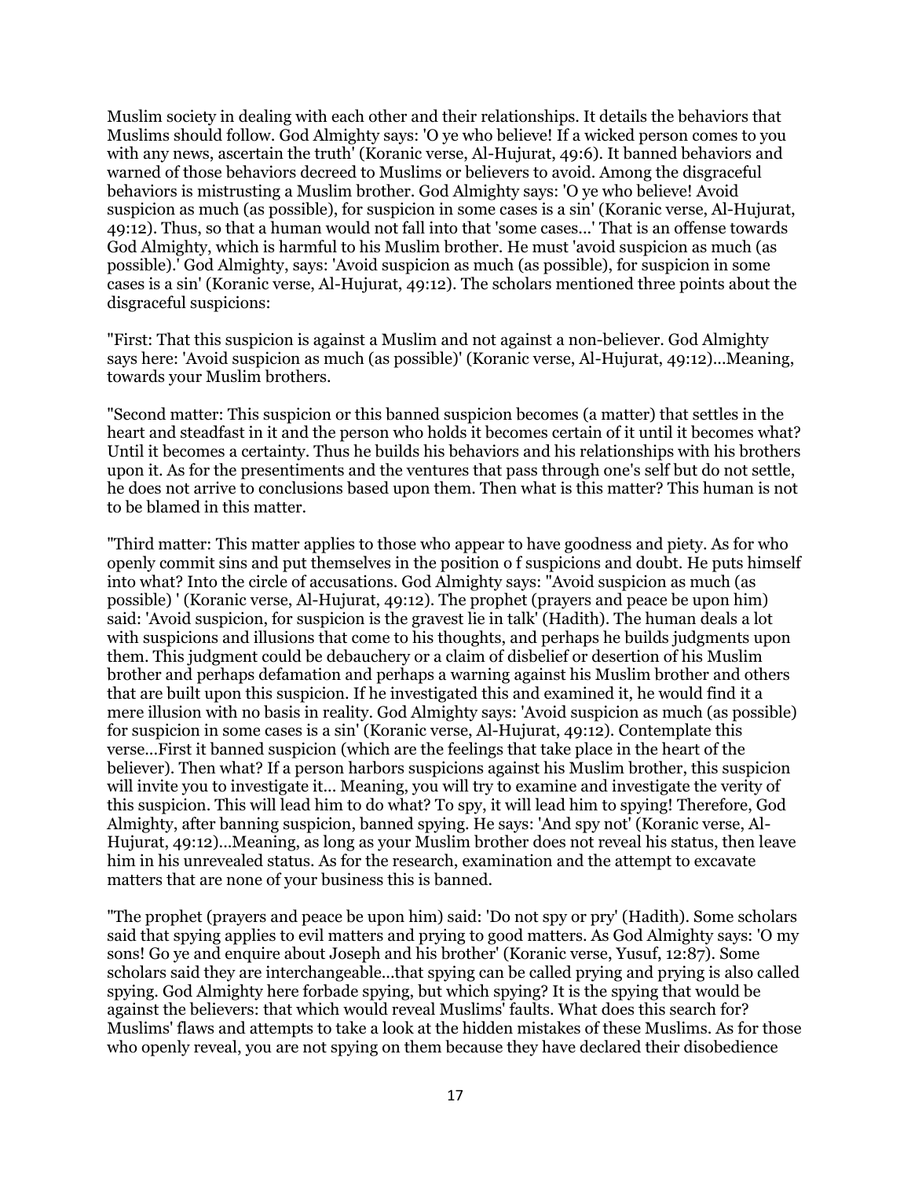Muslim society in dealing with each other and their relationships. It details the behaviors that Muslims should follow. God Almighty says: 'O ye who believe! If a wicked person comes to you with any news, ascertain the truth' (Koranic verse, Al-Hujurat, 49:6). It banned behaviors and warned of those behaviors decreed to Muslims or believers to avoid. Among the disgraceful behaviors is mistrusting a Muslim brother. God Almighty says: 'O ye who believe! Avoid suspicion as much (as possible), for suspicion in some cases is a sin' (Koranic verse, Al-Hujurat, 49:12). Thus, so that a human would not fall into that 'some cases...' That is an offense towards God Almighty, which is harmful to his Muslim brother. He must 'avoid suspicion as much (as possible).' God Almighty, says: 'Avoid suspicion as much (as possible), for suspicion in some cases is a sin' (Koranic verse, Al-Hujurat, 49:12). The scholars mentioned three points about the disgraceful suspicions:

"First: That this suspicion is against a Muslim and not against a non-believer. God Almighty says here: 'Avoid suspicion as much (as possible)' (Koranic verse, Al-Hujurat, 49:12)...Meaning, towards your Muslim brothers.

"Second matter: This suspicion or this banned suspicion becomes (a matter) that settles in the heart and steadfast in it and the person who holds it becomes certain of it until it becomes what? Until it becomes a certainty. Thus he builds his behaviors and his relationships with his brothers upon it. As for the presentiments and the ventures that pass through one's self but do not settle, he does not arrive to conclusions based upon them. Then what is this matter? This human is not to be blamed in this matter.

"Third matter: This matter applies to those who appear to have goodness and piety. As for who openly commit sins and put themselves in the position o f suspicions and doubt. He puts himself into what? Into the circle of accusations. God Almighty says: "Avoid suspicion as much (as possible) ' (Koranic verse, Al-Hujurat, 49:12). The prophet (prayers and peace be upon him) said: 'Avoid suspicion, for suspicion is the gravest lie in talk' (Hadith). The human deals a lot with suspicions and illusions that come to his thoughts, and perhaps he builds judgments upon them. This judgment could be debauchery or a claim of disbelief or desertion of his Muslim brother and perhaps defamation and perhaps a warning against his Muslim brother and others that are built upon this suspicion. If he investigated this and examined it, he would find it a mere illusion with no basis in reality. God Almighty says: 'Avoid suspicion as much (as possible) for suspicion in some cases is a sin' (Koranic verse, Al-Hujurat, 49:12). Contemplate this verse...First it banned suspicion (which are the feelings that take place in the heart of the believer). Then what? If a person harbors suspicions against his Muslim brother, this suspicion will invite you to investigate it... Meaning, you will try to examine and investigate the verity of this suspicion. This will lead him to do what? To spy, it will lead him to spying! Therefore, God Almighty, after banning suspicion, banned spying. He says: 'And spy not' (Koranic verse, Al-Hujurat, 49:12)...Meaning, as long as your Muslim brother does not reveal his status, then leave him in his unrevealed status. As for the research, examination and the attempt to excavate matters that are none of your business this is banned.

"The prophet (prayers and peace be upon him) said: 'Do not spy or pry' (Hadith). Some scholars said that spying applies to evil matters and prying to good matters. As God Almighty says: 'O my sons! Go ye and enquire about Joseph and his brother' (Koranic verse, Yusuf, 12:87). Some scholars said they are interchangeable...that spying can be called prying and prying is also called spying. God Almighty here forbade spying, but which spying? It is the spying that would be against the believers: that which would reveal Muslims' faults. What does this search for? Muslims' flaws and attempts to take a look at the hidden mistakes of these Muslims. As for those who openly reveal, you are not spying on them because they have declared their disobedience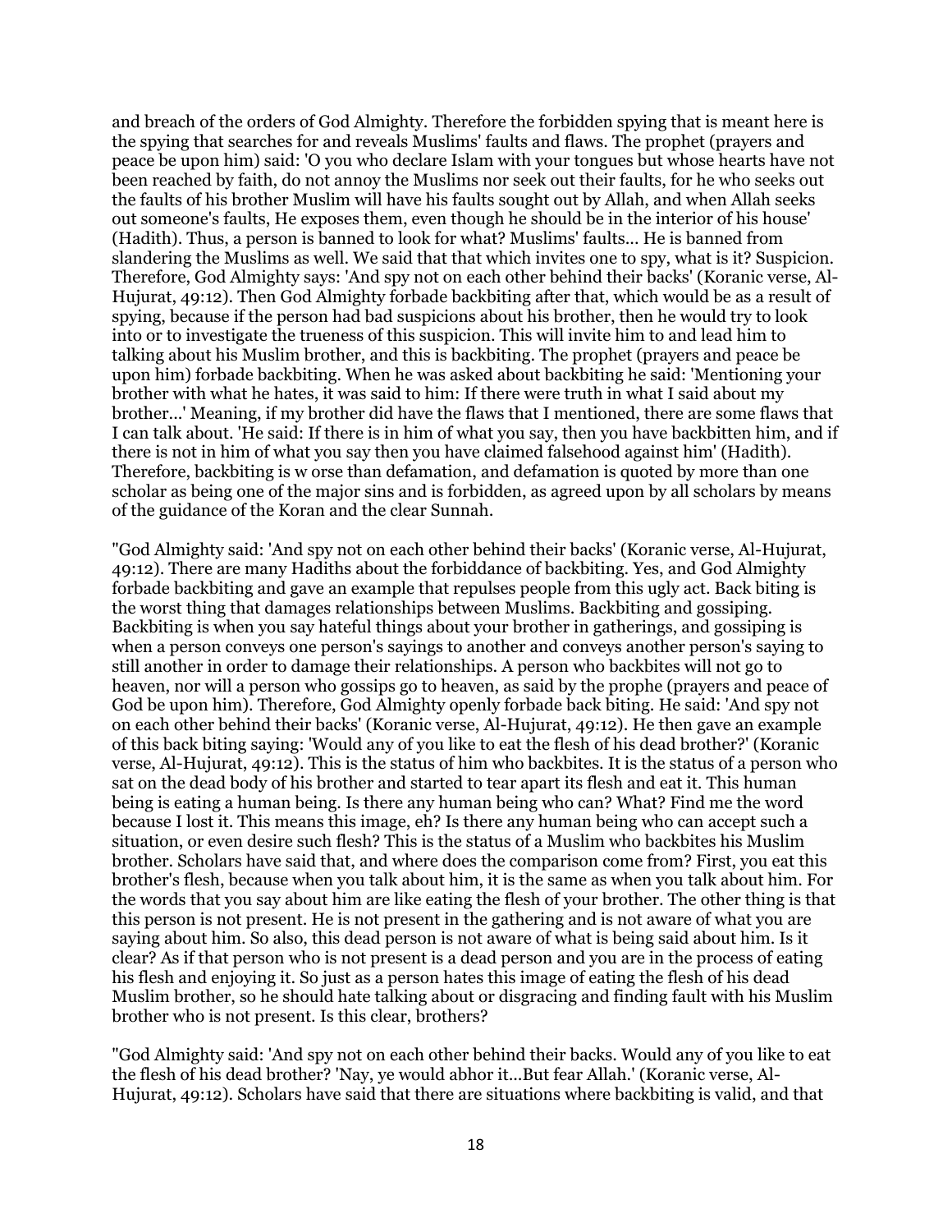and breach of the orders of God Almighty. Therefore the forbidden spying that is meant here is the spying that searches for and reveals Muslims' faults and flaws. The prophet (prayers and peace be upon him) said: 'O you who declare Islam with your tongues but whose hearts have not been reached by faith, do not annoy the Muslims nor seek out their faults, for he who seeks out the faults of his brother Muslim will have his faults sought out by Allah, and when Allah seeks out someone's faults, He exposes them, even though he should be in the interior of his house' (Hadith). Thus, a person is banned to look for what? Muslims' faults... He is banned from slandering the Muslims as well. We said that that which invites one to spy, what is it? Suspicion. Therefore, God Almighty says: 'And spy not on each other behind their backs' (Koranic verse, Al-Hujurat, 49:12). Then God Almighty forbade backbiting after that, which would be as a result of spying, because if the person had bad suspicions about his brother, then he would try to look into or to investigate the trueness of this suspicion. This will invite him to and lead him to talking about his Muslim brother, and this is backbiting. The prophet (prayers and peace be upon him) forbade backbiting. When he was asked about backbiting he said: 'Mentioning your brother with what he hates, it was said to him: If there were truth in what I said about my brother...' Meaning, if my brother did have the flaws that I mentioned, there are some flaws that I can talk about. 'He said: If there is in him of what you say, then you have backbitten him, and if there is not in him of what you say then you have claimed falsehood against him' (Hadith). Therefore, backbiting is w orse than defamation, and defamation is quoted by more than one scholar as being one of the major sins and is forbidden, as agreed upon by all scholars by means of the guidance of the Koran and the clear Sunnah.

"God Almighty said: 'And spy not on each other behind their backs' (Koranic verse, Al-Hujurat, 49:12). There are many Hadiths about the forbiddance of backbiting. Yes, and God Almighty forbade backbiting and gave an example that repulses people from this ugly act. Back biting is the worst thing that damages relationships between Muslims. Backbiting and gossiping. Backbiting is when you say hateful things about your brother in gatherings, and gossiping is when a person conveys one person's sayings to another and conveys another person's saying to still another in order to damage their relationships. A person who backbites will not go to heaven, nor will a person who gossips go to heaven, as said by the prophe (prayers and peace of God be upon him). Therefore, God Almighty openly forbade back biting. He said: 'And spy not on each other behind their backs' (Koranic verse, Al-Hujurat, 49:12). He then gave an example of this back biting saying: 'Would any of you like to eat the flesh of his dead brother?' (Koranic verse, Al-Hujurat, 49:12). This is the status of him who backbites. It is the status of a person who sat on the dead body of his brother and started to tear apart its flesh and eat it. This human being is eating a human being. Is there any human being who can? What? Find me the word because I lost it. This means this image, eh? Is there any human being who can accept such a situation, or even desire such flesh? This is the status of a Muslim who backbites his Muslim brother. Scholars have said that, and where does the comparison come from? First, you eat this brother's flesh, because when you talk about him, it is the same as when you talk about him. For the words that you say about him are like eating the flesh of your brother. The other thing is that this person is not present. He is not present in the gathering and is not aware of what you are saying about him. So also, this dead person is not aware of what is being said about him. Is it clear? As if that person who is not present is a dead person and you are in the process of eating his flesh and enjoying it. So just as a person hates this image of eating the flesh of his dead Muslim brother, so he should hate talking about or disgracing and finding fault with his Muslim brother who is not present. Is this clear, brothers?

"God Almighty said: 'And spy not on each other behind their backs. Would any of you like to eat the flesh of his dead brother? 'Nay, ye would abhor it...But fear Allah.' (Koranic verse, Al-Hujurat, 49:12). Scholars have said that there are situations where backbiting is valid, and that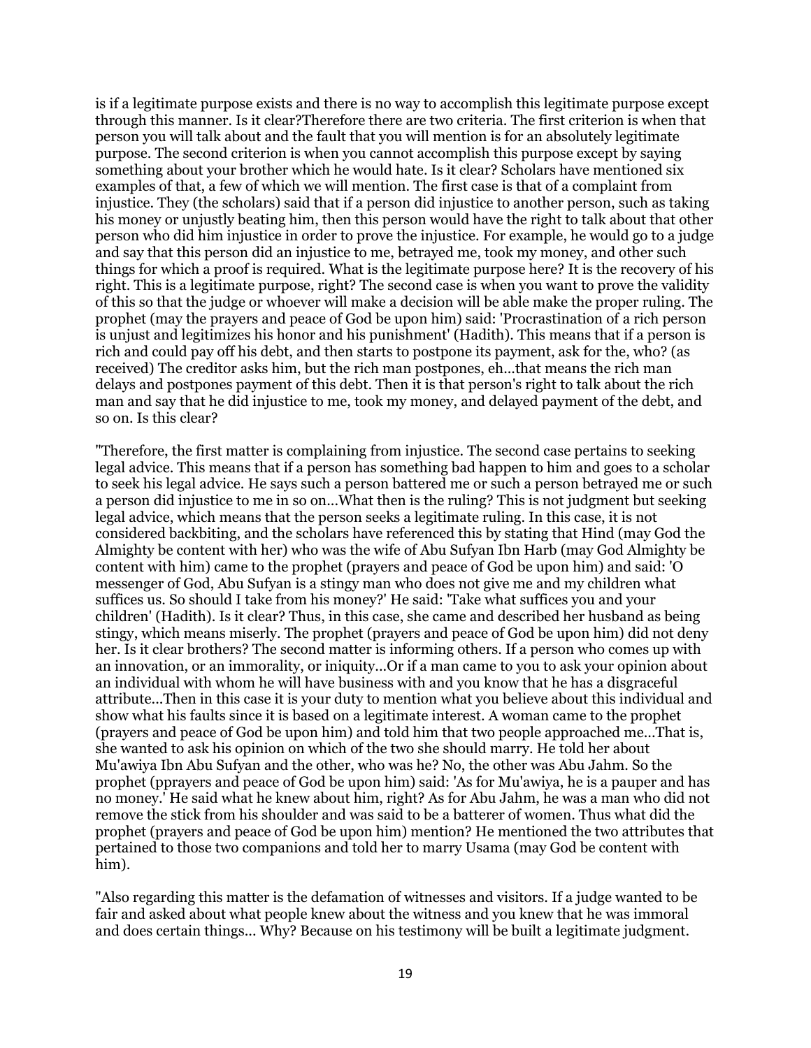is if a legitimate purpose exists and there is no way to accomplish this legitimate purpose except through this manner. Is it clear?Therefore there are two criteria. The first criterion is when that person you will talk about and the fault that you will mention is for an absolutely legitimate purpose. The second criterion is when you cannot accomplish this purpose except by saying something about your brother which he would hate. Is it clear? Scholars have mentioned six examples of that, a few of which we will mention. The first case is that of a complaint from injustice. They (the scholars) said that if a person did injustice to another person, such as taking his money or unjustly beating him, then this person would have the right to talk about that other person who did him injustice in order to prove the injustice. For example, he would go to a judge and say that this person did an injustice to me, betrayed me, took my money, and other such things for which a proof is required. What is the legitimate purpose here? It is the recovery of his right. This is a legitimate purpose, right? The second case is when you want to prove the validity of this so that the judge or whoever will make a decision will be able make the proper ruling. The prophet (may the prayers and peace of God be upon him) said: 'Procrastination of a rich person is unjust and legitimizes his honor and his punishment' (Hadith). This means that if a person is rich and could pay off his debt, and then starts to postpone its payment, ask for the, who? (as received) The creditor asks him, but the rich man postpones, eh...that means the rich man delays and postpones payment of this debt. Then it is that person's right to talk about the rich man and say that he did injustice to me, took my money, and delayed payment of the debt, and so on. Is this clear?

"Therefore, the first matter is complaining from injustice. The second case pertains to seeking legal advice. This means that if a person has something bad happen to him and goes to a scholar to seek his legal advice. He says such a person battered me or such a person betrayed me or such a person did injustice to me in so on...What then is the ruling? This is not judgment but seeking legal advice, which means that the person seeks a legitimate ruling. In this case, it is not considered backbiting, and the scholars have referenced this by stating that Hind (may God the Almighty be content with her) who was the wife of Abu Sufyan Ibn Harb (may God Almighty be content with him) came to the prophet (prayers and peace of God be upon him) and said: 'O messenger of God, Abu Sufyan is a stingy man who does not give me and my children what suffices us. So should I take from his money?' He said: 'Take what suffices you and your children' (Hadith). Is it clear? Thus, in this case, she came and described her husband as being stingy, which means miserly. The prophet (prayers and peace of God be upon him) did not deny her. Is it clear brothers? The second matter is informing others. If a person who comes up with an innovation, or an immorality, or iniquity...Or if a man came to you to ask your opinion about an individual with whom he will have business with and you know that he has a disgraceful attribute...Then in this case it is your duty to mention what you believe about this individual and show what his faults since it is based on a legitimate interest. A woman came to the prophet (prayers and peace of God be upon him) and told him that two people approached me...That is, she wanted to ask his opinion on which of the two she should marry. He told her about Mu'awiya Ibn Abu Sufyan and the other, who was he? No, the other was Abu Jahm. So the prophet (pprayers and peace of God be upon him) said: 'As for Mu'awiya, he is a pauper and has no money.' He said what he knew about him, right? As for Abu Jahm, he was a man who did not remove the stick from his shoulder and was said to be a batterer of women. Thus what did the prophet (prayers and peace of God be upon him) mention? He mentioned the two attributes that pertained to those two companions and told her to marry Usama (may God be content with him).

"Also regarding this matter is the defamation of witnesses and visitors. If a judge wanted to be fair and asked about what people knew about the witness and you knew that he was immoral and does certain things... Why? Because on his testimony will be built a legitimate judgment.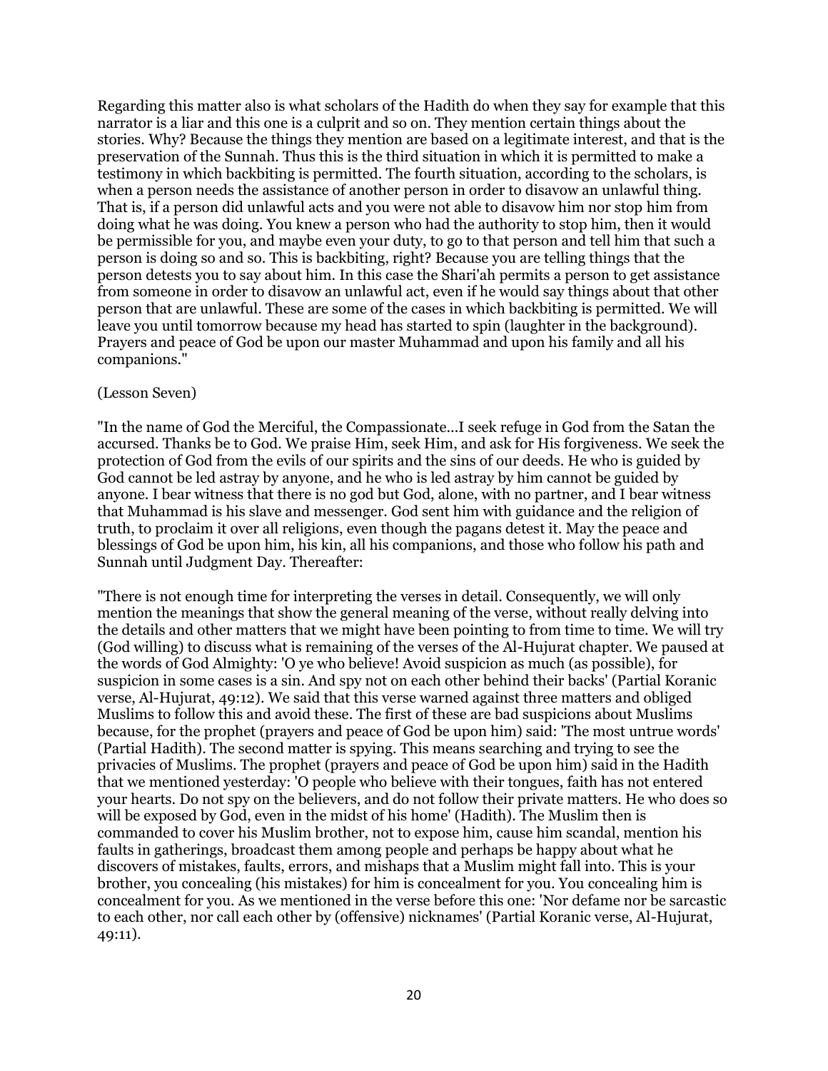Regarding this matter also is what scholars of the Hadith do when they say for example that this narrator is a liar and this one is a culprit and so on. They mention certain things about the stories. Why? Because the things they mention are based on a legitimate interest, and that is the preservation of the Sunnah. Thus this is the third situation in which it is permitted to make a testimony in which backbiting is permitted. The fourth situation, according to the scholars, is when a person needs the assistance of another person in order to disavow an unlawful thing. That is, if a person did unlawful acts and you were not able to disavow him nor stop him from doing what he was doing. You knew a person who had the authority to stop him, then it would be permissible for you, and maybe even your duty, to go to that person and tell him that such a person is doing so and so. This is backbiting, right? Because you are telling things that the person detests you to say about him. In this case the Shari'ah permits a person to get assistance from someone in order to disavow an unlawful act, even if he would say things about that other person that are unlawful. These are some of the cases in which backbiting is permitted. We will leave you until tomorrow because my head has started to spin (laughter in the background). Prayers and peace of God be upon our master Muhammad and upon his family and all his companions."

(Lesson Seven)

"In the name of God the Merciful, the Compassionate...I seek refuge in God from the Satan the accursed. Thanks be to God. We praise Him, seek Him, and ask for His forgiveness. We seek the protection of God from the evils of our spirits and the sins of our deeds. He who is guided by God cannot be led astray by anyone, and he who is led astray by him cannot be guided by anyone. I bear witness that there is no god but God, alone, with no partner, and I bear witness that Muhammad is his slave and messenger. God sent him with guidance and the religion of truth, to proclaim it over all religions, even though the pagans detest it. May the peace and blessings of God be upon him, his kin, all his companions, and those who follow his path and Sunnah until Judgment Day. Thereafter:

"There is not enough time for interpreting the verses in detail. Consequently, we will only mention the meanings that show the general meaning of the verse, without really delving into the details and other matters that we might have been pointing to from time to time. We will try (God willing) to discuss what is remaining of the verses of the Al-Hujurat chapter. We paused at the words of God Almighty: 'O ye who believe! Avoid suspicion as much (as possible), for suspicion in some cases is a sin. And spy not on each other behind their backs' (Partial Koranic verse, Al-Hujurat, 49:12). We said that this verse warned against three matters and obliged Muslims to follow this and avoid these. The first of these are bad suspicions about Muslims because, for the prophet (prayers and peace of God be upon him) said: 'The most untrue words' (Partial Hadith). The second matter is spying. This means searching and trying to see the privacies of Muslims. The prophet (prayers and peace of God be upon him) said in the Hadith that we mentioned yesterday: 'O people who believe with their tongues, faith has not entered your hearts. Do not spy on the believers, and do not follow their private matters. He who does so will be exposed by God, even in the midst of his home' (Hadith). The Muslim then is commanded to cover his Muslim brother, not to expose him, cause him scandal, mention his faults in gatherings, broadcast them among people and perhaps be happy about what he discovers of mistakes, faults, errors, and mishaps that a Muslim might fall into. This is your brother, you concealing (his mistakes) for him is concealment for you. You concealing him is concealment for you. As we mentioned in the verse before this one: 'Nor defame nor be sarcastic to each other, nor call each other by (offensive) nicknames' (Partial Koranic verse, Al-Hujurat, 49:11).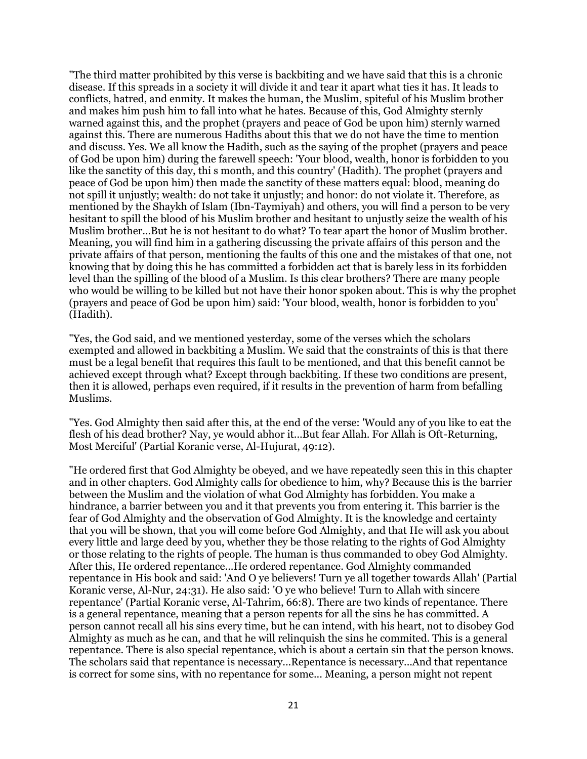"The third matter prohibited by this verse is backbiting and we have said that this is a chronic disease. If this spreads in a society it will divide it and tear it apart what ties it has. It leads to conflicts, hatred, and enmity. It makes the human, the Muslim, spiteful of his Muslim brother and makes him push him to fall into what he hates. Because of this, God Almighty sternly warned against this, and the prophet (prayers and peace of God be upon him) sternly warned against this. There are numerous Hadiths about this that we do not have the time to mention and discuss. Yes. We all know the Hadith, such as the saying of the prophet (prayers and peace of God be upon him) during the farewell speech: 'Your blood, wealth, honor is forbidden to you like the sanctity of this day, thi s month, and this country' (Hadith). The prophet (prayers and peace of God be upon him) then made the sanctity of these matters equal: blood, meaning do not spill it unjustly; wealth: do not take it unjustly; and honor: do not violate it. Therefore, as mentioned by the Shaykh of Islam (Ibn-Taymiyah) and others, you will find a person to be very hesitant to spill the blood of his Muslim brother and hesitant to unjustly seize the wealth of his Muslim brother...But he is not hesitant to do what? To tear apart the honor of Muslim brother. Meaning, you will find him in a gathering discussing the private affairs of this person and the private affairs of that person, mentioning the faults of this one and the mistakes of that one, not knowing that by doing this he has committed a forbidden act that is barely less in its forbidden level than the spilling of the blood of a Muslim. Is this clear brothers? There are many people who would be willing to be killed but not have their honor spoken about. This is why the prophet (prayers and peace of God be upon him) said: 'Your blood, wealth, honor is forbidden to you' (Hadith).

"Yes, the God said, and we mentioned yesterday, some of the verses which the scholars exempted and allowed in backbiting a Muslim. We said that the constraints of this is that there must be a legal benefit that requires this fault to be mentioned, and that this benefit cannot be achieved except through what? Except through backbiting. If these two conditions are present, then it is allowed, perhaps even required, if it results in the prevention of harm from befalling Muslims.

"Yes. God Almighty then said after this, at the end of the verse: 'Would any of you like to eat the flesh of his dead brother? Nay, ye would abhor it...But fear Allah. For Allah is Oft-Returning, Most Merciful' (Partial Koranic verse, Al-Hujurat, 49:12).

"He ordered first that God Almighty be obeyed, and we have repeatedly seen this in this chapter and in other chapters. God Almighty calls for obedience to him, why? Because this is the barrier between the Muslim and the violation of what God Almighty has forbidden. You make a hindrance, a barrier between you and it that prevents you from entering it. This barrier is the fear of God Almighty and the observation of God Almighty. It is the knowledge and certainty that you will be shown, that you will come before God Almighty, and that He will ask you about every little and large deed by you, whether they be those relating to the rights of God Almighty or those relating to the rights of people. The human is thus commanded to obey God Almighty. After this, He ordered repentance...He ordered repentance. God Almighty commanded repentance in His book and said: 'And O ye believers! Turn ye all together towards Allah' (Partial Koranic verse, Al-Nur, 24:31). He also said: 'O ye who believe! Turn to Allah with sincere repentance' (Partial Koranic verse, Al-Tahrim, 66:8). There are two kinds of repentance. There is a general repentance, meaning that a person repents for all the sins he has committed. A person cannot recall all his sins every time, but he can intend, with his heart, not to disobey God Almighty as much as he can, and that he will relinquish the sins he commited. This is a general repentance. There is also special repentance, which is about a certain sin that the person knows. The scholars said that repentance is necessary...Repentance is necessary...And that repentance is correct for some sins, with no repentance for some... Meaning, a person might not repent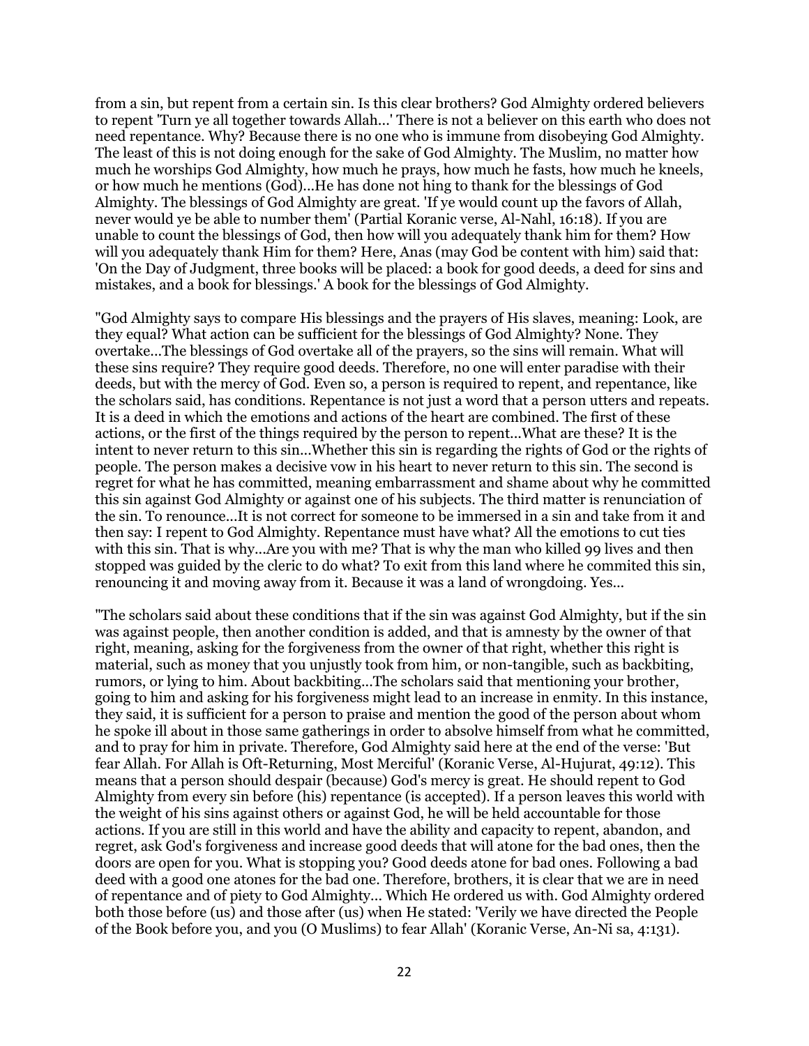from a sin, but repent from a certain sin. Is this clear brothers? God Almighty ordered believers to repent 'Turn ye all together towards Allah...' There is not a believer on this earth who does not need repentance. Why? Because there is no one who is immune from disobeying God Almighty. The least of this is not doing enough for the sake of God Almighty. The Muslim, no matter how much he worships God Almighty, how much he prays, how much he fasts, how much he kneels, or how much he mentions (God)...He has done not hing to thank for the blessings of God Almighty. The blessings of God Almighty are great. 'If ye would count up the favors of Allah, never would ye be able to number them' (Partial Koranic verse, Al-Nahl, 16:18). If you are unable to count the blessings of God, then how will you adequately thank him for them? How will you adequately thank Him for them? Here, Anas (may God be content with him) said that: 'On the Day of Judgment, three books will be placed: a book for good deeds, a deed for sins and mistakes, and a book for blessings.' A book for the blessings of God Almighty.

"God Almighty says to compare His blessings and the prayers of His slaves, meaning: Look, are they equal? What action can be sufficient for the blessings of God Almighty? None. They overtake...The blessings of God overtake all of the prayers, so the sins will remain. What will these sins require? They require good deeds. Therefore, no one will enter paradise with their deeds, but with the mercy of God. Even so, a person is required to repent, and repentance, like the scholars said, has conditions. Repentance is not just a word that a person utters and repeats. It is a deed in which the emotions and actions of the heart are combined. The first of these actions, or the first of the things required by the person to repent...What are these? It is the intent to never return to this sin...Whether this sin is regarding the rights of God or the rights of people. The person makes a decisive vow in his heart to never return to this sin. The second is regret for what he has committed, meaning embarrassment and shame about why he committed this sin against God Almighty or against one of his subjects. The third matter is renunciation of the sin. To renounce...It is not correct for someone to be immersed in a sin and take from it and then say: I repent to God Almighty. Repentance must have what? All the emotions to cut ties with this sin. That is why...Are you with me? That is why the man who killed 99 lives and then stopped was guided by the cleric to do what? To exit from this land where he commited this sin, renouncing it and moving away from it. Because it was a land of wrongdoing. Yes...

"The scholars said about these conditions that if the sin was against God Almighty, but if the sin was against people, then another condition is added, and that is amnesty by the owner of that right, meaning, asking for the forgiveness from the owner of that right, whether this right is material, such as money that you unjustly took from him, or non-tangible, such as backbiting, rumors, or lying to him. About backbiting...The scholars said that mentioning your brother, going to him and asking for his forgiveness might lead to an increase in enmity. In this instance, they said, it is sufficient for a person to praise and mention the good of the person about whom he spoke ill about in those same gatherings in order to absolve himself from what he committed, and to pray for him in private. Therefore, God Almighty said here at the end of the verse: 'But fear Allah. For Allah is Oft-Returning, Most Merciful' (Koranic Verse, Al-Hujurat, 49:12). This means that a person should despair (because) God's mercy is great. He should repent to God Almighty from every sin before (his) repentance (is accepted). If a person leaves this world with the weight of his sins against others or against God, he will be held accountable for those actions. If you are still in this world and have the ability and capacity to repent, abandon, and regret, ask God's forgiveness and increase good deeds that will atone for the bad ones, then the doors are open for you. What is stopping you? Good deeds atone for bad ones. Following a bad deed with a good one atones for the bad one. Therefore, brothers, it is clear that we are in need of repentance and of piety to God Almighty... Which He ordered us with. God Almighty ordered both those before (us) and those after (us) when He stated: 'Verily we have directed the People of the Book before you, and you (O Muslims) to fear Allah' (Koranic Verse, An-Ni sa, 4:131).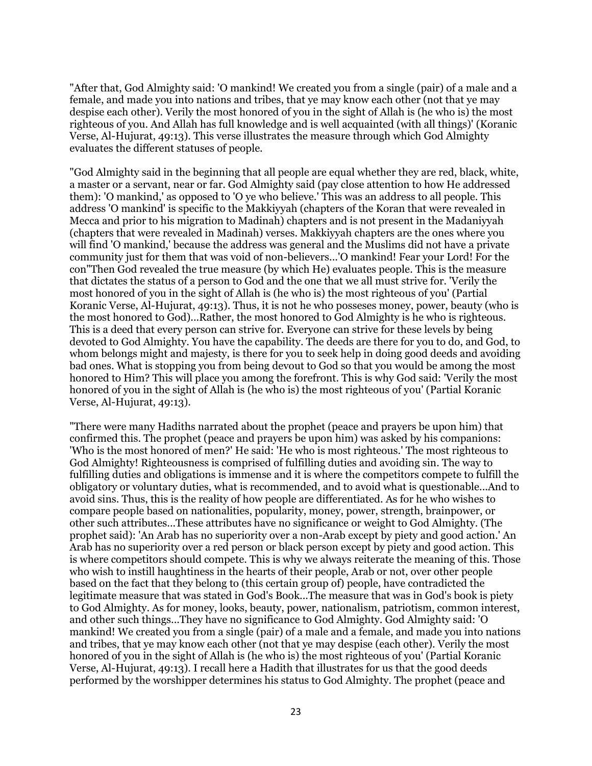"After that, God Almighty said: 'O mankind! We created you from a single (pair) of a male and a female, and made you into nations and tribes, that ye may know each other (not that ye may despise each other). Verily the most honored of you in the sight of Allah is (he who is) the most righteous of you. And Allah has full knowledge and is well acquainted (with all things)' (Koranic Verse, Al-Hujurat, 49:13). This verse illustrates the measure through which God Almighty evaluates the different statuses of people.

"God Almighty said in the beginning that all people are equal whether they are red, black, white, a master or a servant, near or far. God Almighty said (pay close attention to how He addressed them): 'O mankind,' as opposed to 'O ye who believe.' This was an address to all people. This address 'O mankind' is specific to the Makkiyyah (chapters of the Koran that were revealed in Mecca and prior to his migration to Madinah) chapters and is not present in the Madaniyyah (chapters that were revealed in Madinah) verses. Makkiyyah chapters are the ones where you will find 'O mankind,' because the address was general and the Muslims did not have a private community just for them that was void of non-believers...'O mankind! Fear your Lord! For the con"Then God revealed the true measure (by which He) evaluates people. This is the measure that dictates the status of a person to God and the one that we all must strive for. 'Verily the most honored of you in the sight of Allah is (he who is) the most righteous of you' (Partial Koranic Verse, Al-Hujurat, 49:13). Thus, it is not he who possesses money, power, beauty (who is the most honored to God)...Rather, the most honored to God Almighty is he who is righteous. This is a deed that every person can strive for. Everyone can strive for these levels by being devoted to God Almighty. You have the capability. The deeds are there for you to do, and God, to whom belongs might and majesty, is there for you to seek help in doing good deeds and avoiding bad ones. What is stopping you from being devout to God so that you would be among the most honored to Him? This will place you among the forefront. This is why God said: 'Verily the most honored of you in the sight of Allah is (he who is) the most righteous of you' (Partial Koranic Verse, Al-Hujurat, 49:13).

"There were many Hadiths narrated about the prophet (peace and prayers be upon him) that confirmed this. The prophet (peace and prayers be upon him) was asked by his companions: 'Who is the most honored of men?' He said: 'He who is most righteous.' The most righteous to God Almighty! Righteousness is comprised of fulfilling duties and avoiding sin. The way to fulfilling duties and obligations is immense and it is where the competitors compete to fulfill the obligatory or voluntary duties, what is recommended, and to avoid what is questionable...And to avoid sins. Thus, this is the reality of how people are differentiated. As for he who wishes to compare people based on nationalities, popularity, money, power, strength, brainpower, or other such attributes...These attributes have no significance or weight to God Almighty. (The prophet said): 'An Arab has no superiority over a non-Arab except by piety and good action.' An Arab has no superiority over a red person or black person except by piety and good action. This is where competitors should compete. This is why we always reiterate the meaning of this. Those who wish to instill haughtiness in the hearts of their people, Arab or not, over other people based on the fact that they belong to (this certain group of) people, have contradicted the legitimate measure that was stated in God's Book...The measure that was in God's book is piety to God Almighty. As for money, looks, beauty, power, nationalism, patriotism, common interest, and other such things...They have no significance to God Almighty. God Almighty said: 'O mankind! We created you from a single (pair) of a male and a female, and made you into nations and tribes, that ye may know each other (not that ye may despise (each other). Verily the most honored of you in the sight of Allah is (he who is) the most righteous of you' (Partial Koranic Verse, Al-Hujurat, 49:13). I recall here a Hadith that illustrates for us that the good deeds performed by the worshipper determines his status to God Almighty. The prophet (peace and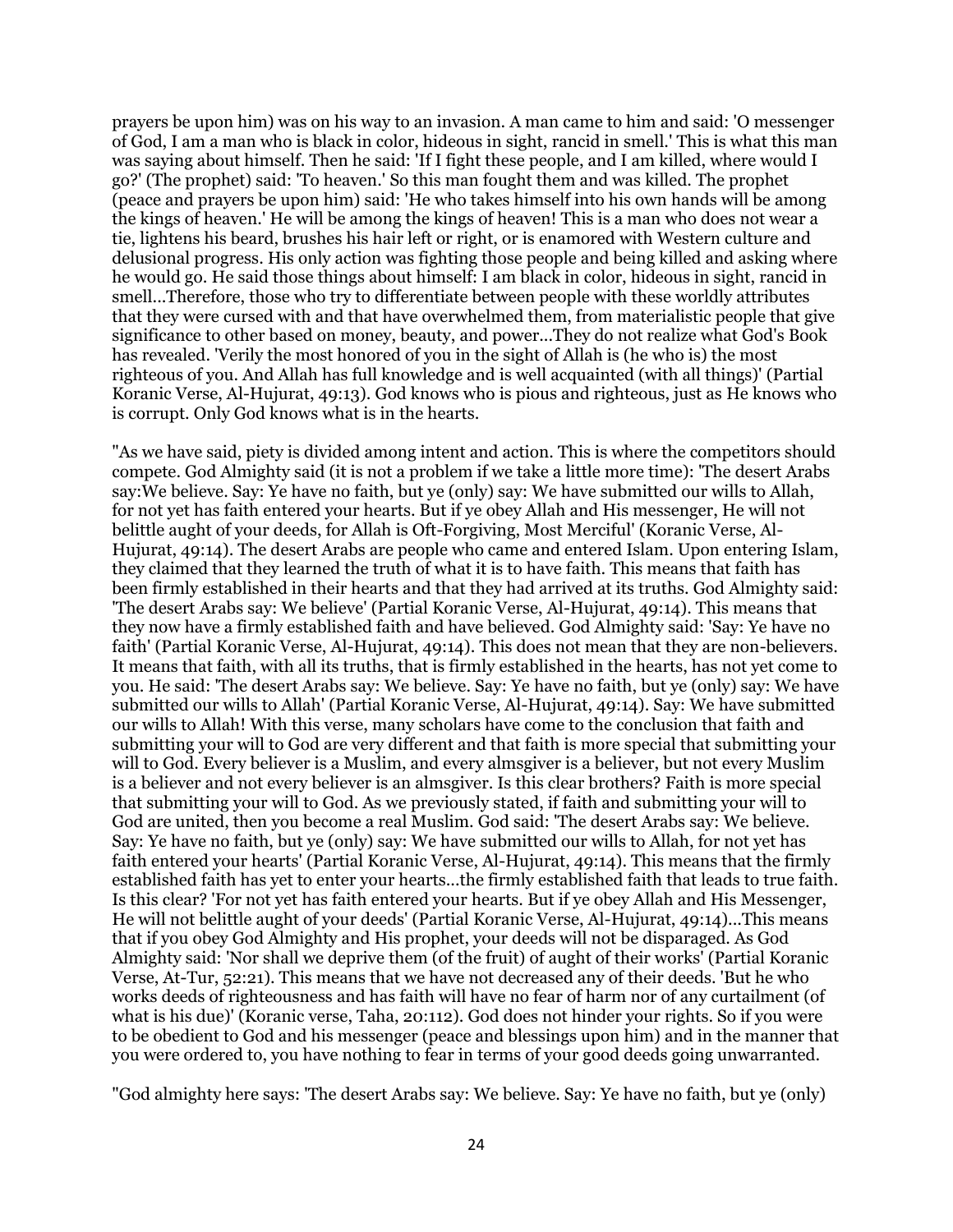prayers be upon him) was on his way to an invasion. A man came to him and said: 'O messenger of God, I am a man who is black in color, hideous in sight, rancid in smell.' This is what this man was saying about himself. Then he said: 'If I fight these people, and I am killed, where would I go?' (The prophet) said: 'To heaven.' So this man fought them and was killed. The prophet (peace and prayers be upon him) said: 'He who takes himself into his own hands will be among the kings of heaven.' He will be among the kings of heaven! This is a man who does not wear a tie, lightens his beard, brushes his hair left or right, or is enamored with Western culture and delusional progress. His only action was fighting those people and being killed and asking where he would go. He said those things about himself: I am black in color, hideous in sight, rancid in smell...Therefore, those who try to differentiate between people with these worldly attributes that they were cursed with and that have overwhelmed them, from materialistic people that give significance to other based on money, beauty, and power...They do not realize what God's Book has revealed. 'Verily the most honored of you in the sight of Allah is (he who is) the most righteous of you. And Allah has full knowledge and is well acquainted (with all things)' (Partial Koranic Verse, Al-Hujurat, 49:13). God knows who is pious and righteous, just as He knows who is corrupt. Only God knows what is in the hearts.

"As we have said, piety is divided among intent and action. This is where the competitors should compete. God Almighty said (it is not a problem if we take a little more time): 'The desert Arabs say:We believe. Say: Ye have no faith, but ye (only) say: We have submitted our wills to Allah, for not yet has faith entered your hearts. But if ye obey Allah and His messenger, He will not belittle aught of your deeds, for Allah is Oft-Forgiving, Most Merciful' (Koranic Verse, Al-Hujurat, 49:14). The desert Arabs are people who came and entered Islam. Upon entering Islam, they claimed that they learned the truth of what it is to have faith. This means that faith has been firmly established in their hearts and that they had arrived at its truths. God Almighty said: 'The desert Arabs say: We believe' (Partial Koranic Verse, Al-Hujurat, 49:14). This means that they now have a firmly established faith and have believed. God Almighty said: 'Say: Ye have no faith' (Partial Koranic Verse, Al-Hujurat, 49:14). This does not mean that they are non-believers. It means that faith, with all its truths, that is firmly established in the hearts, has not yet come to you. He said: 'The desert Arabs say: We believe. Say: Ye have no faith, but ye (only) say: We have submitted our wills to Allah' (Partial Koranic Verse, Al-Hujurat, 49:14). Say: We have submitted our wills to Allah! With this verse, many scholars have come to the conclusion that faith and submitting your will to God are very different and that faith is more special that submitting your will to God. Every believer is a Muslim, and every almsgiver is a believer, but not every Muslim is a believer and not every believer is an almsgiver. Is this clear brothers? Faith is more special that submitting your will to God. As we previously stated, if faith and submitting your will to God are united, then you become a real Muslim. God said: 'The desert Arabs say: We believe. Say: Ye have no faith, but ye (only) say: We have submitted our wills to Allah, for not yet has faith entered your hearts' (Partial Koranic Verse, Al-Hujurat, 49:14). This means that the firmly established faith has yet to enter your hearts...the firmly established faith that leads to true faith. Is this clear? 'For not yet has faith entered your hearts. But if ye obey Allah and His Messenger, He will not belittle aught of your deeds' (Partial Koranic Verse, Al-Hujurat, 49:14)...This means that if you obey God Almighty and His prophet, your deeds will not be disparaged. As God Almighty said: 'Nor shall we deprive them (of the fruit) of aught of their works' (Partial Koranic Verse, At-Tur, 52:21). This means that we have not decreased any of their deeds. 'But he who works deeds of righteousness and has faith will have no fear of harm nor of any curtailment (of what is his due)' (Koranic verse, Taha, 20:112). God does not hinder your rights. So if you were to be obedient to God and his messenger (peace and blessings upon him) and in the manner that you were ordered to, you have nothing to fear in terms of your good deeds going unwarranted.

"God almighty here says: 'The desert Arabs say: We believe. Say: Ye have no faith, but ye (only)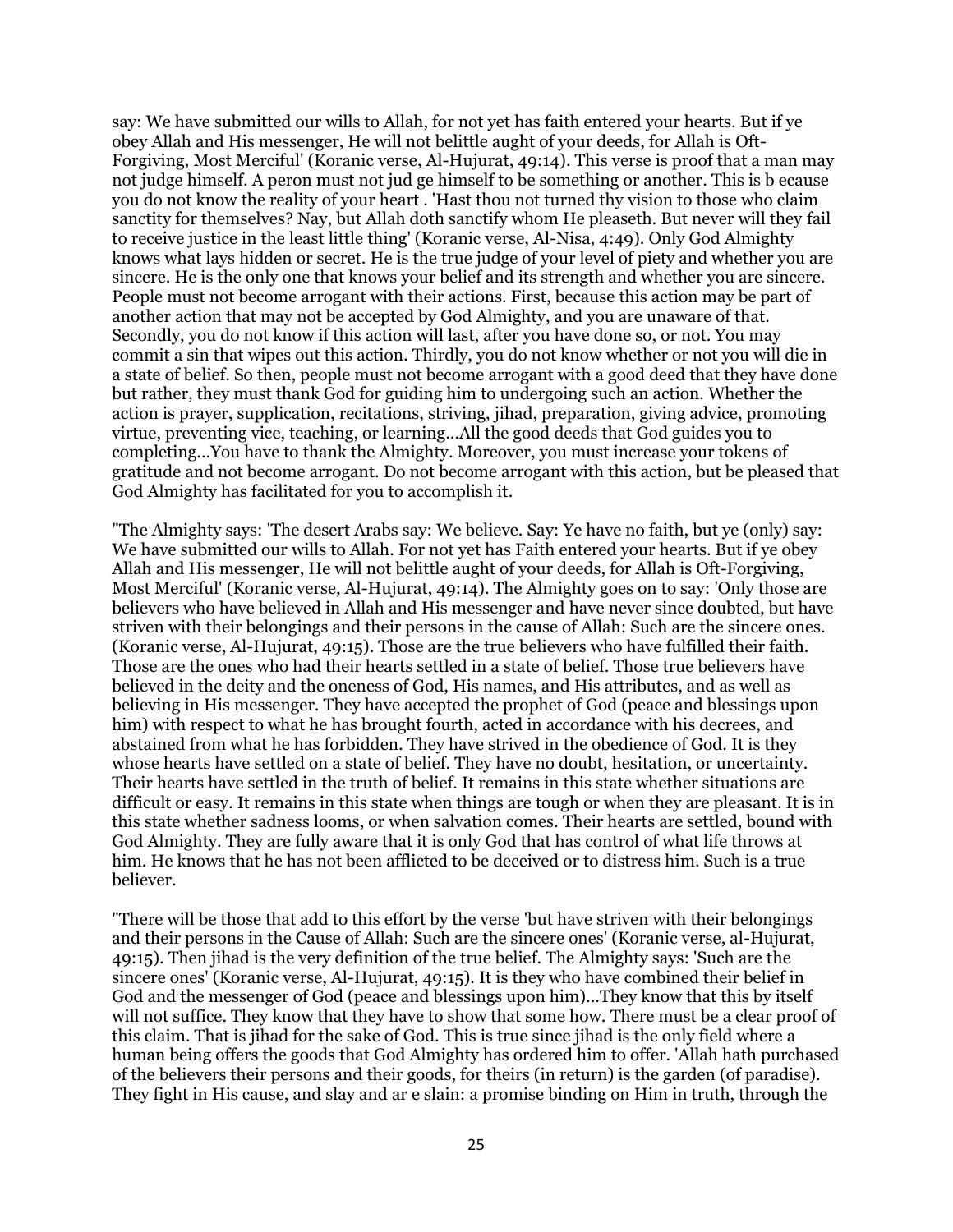say: We have submitted our wills to Allah, for not yet has faith entered your hearts. But if ye obey Allah and His messenger, He will not belittle aught of your deeds, for Allah is Oft-Forgiving, Most Merciful' (Koranic verse, Al-Hujurat, 49:14). This verse is proof that a man may not judge himself. A peron must not jud ge himself to be something or another. This is b ecause you do not know the reality of your heart . 'Hast thou not turned thy vision to those who claim sanctity for themselves? Nay, but Allah doth sanctify whom He pleaseth. But never will they fail to receive justice in the least little thing' (Koranic verse, Al-Nisa, 4:49). Only God Almighty knows what lays hidden or secret. He is the true judge of your level of piety and whether you are sincere. He is the only one that knows your belief and its strength and whether you are sincere. People must not become arrogant with their actions. First, because this action may be part of another action that may not be accepted by God Almighty, and you are unaware of that. Secondly, you do not know if this action will last, after you have done so, or not. You may commit a sin that wipes out this action. Thirdly, you do not know whether or not you will die in a state of belief. So then, people must not become arrogant with a good deed that they have done but rather, they must thank God for guiding him to undergoing such an action. Whether the action is prayer, supplication, recitations, striving, jihad, preparation, giving advice, promoting virtue, preventing vice, teaching, or learning...All the good deeds that God guides you to completing...You have to thank the Almighty. Moreover, you must increase your tokens of gratitude and not become arrogant. Do not become arrogant with this action, but be pleased that God Almighty has facilitated for you to accomplish it.

"The Almighty says: 'The desert Arabs say: We believe. Say: Ye have no faith, but ye (only) say: We have submitted our wills to Allah. For not yet has Faith entered your hearts. But if ye obey Allah and His messenger, He will not belittle aught of your deeds, for Allah is Oft-Forgiving, Most Merciful' (Koranic verse, Al-Hujurat, 49:14). The Almighty goes on to say: 'Only those are believers who have believed in Allah and His messenger and have never since doubted, but have striven with their belongings and their persons in the cause of Allah: Such are the sincere ones. (Koranic verse, Al-Hujurat, 49:15). Those are the true believers who have fulfilled their faith. Those are the ones who had their hearts settled in a state of belief. Those true believers have believed in the deity and the oneness of God, His names, and His attributes, and as well as believing in His messenger. They have accepted the prophet of God (peace and blessings upon him) with respect to what he has brought fourth, acted in accordance with his decrees, and abstained from what he has forbidden. They have strived in the obedience of God. It is they whose hearts have settled on a state of belief. They have no doubt, hesitation, or uncertainty. Their hearts have settled in the truth of belief. It remains in this state whether situations are difficult or easy. It remains in this state when things are tough or when they are pleasant. It is in this state whether sadness looms, or when salvation comes. Their hearts are settled, bound with God Almighty. They are fully aware that it is only God that has control of what life throws at him. He knows that he has not been afflicted to be deceived or to distress him. Such is a true believer.

"There will be those that add to this effort by the verse 'but have striven with their belongings and their persons in the Cause of Allah: Such are the sincere ones' (Koranic verse, al-Hujurat, 49:15). Then jihad is the very definition of the true belief. The Almighty says: 'Such are the sincere ones' (Koranic verse, Al-Hujurat, 49:15). It is they who have combined their belief in God and the messenger of God (peace and blessings upon him)...They know that this by itself will not suffice. They know that they have to show that some how. There must be a clear proof of this claim. That is jihad for the sake of God. This is true since jihad is the only field where a human being offers the goods that God Almighty has ordered him to offer. 'Allah hath purchased of the believers their persons and their goods, for theirs (in return) is the garden (of paradise). They fight in His cause, and slay and ar e slain: a promise binding on Him in truth, through the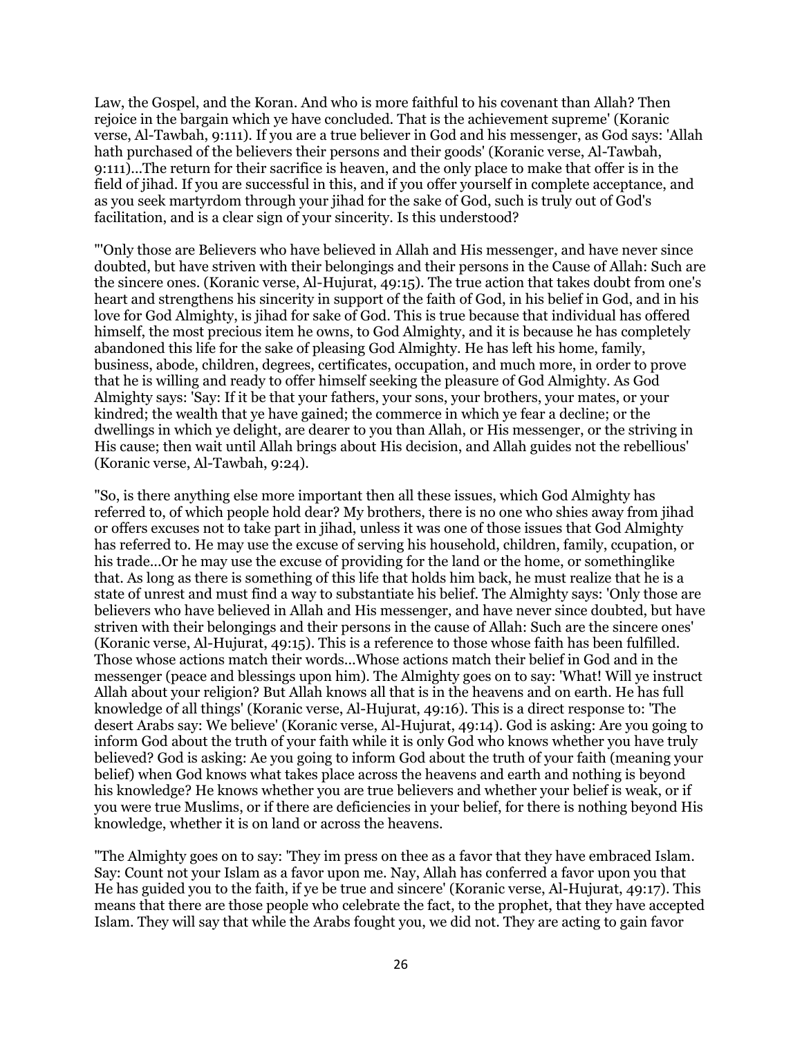Law, the Gospel, and the Koran. And who is more faithful to his covenant than Allah? Then rejoice in the bargain which ye have concluded. That is the achievement supreme' (Koranic verse, Al-Tawbah, 9:111). If you are a true believer in God and his messenger, as God says: 'Allah hath purchased of the believers their persons and their goods' (Koranic verse, Al-Tawbah, 9:111)...The return for their sacrifice is heaven, and the only place to make that offer is in the field of jihad. If you are successful in this, and if you offer yourself in complete acceptance, and as you seek martyrdom through your jihad for the sake of God, such is truly out of God's facilitation, and is a clear sign of your sincerity. Is this understood?

"'Only those are Believers who have believed in Allah and His messenger, and have never since doubted, but have striven with their belongings and their persons in the Cause of Allah: Such are the sincere ones. (Koranic verse, Al-Hujurat, 49:15). The true action that takes doubt from one's heart and strengthens his sincerity in support of the faith of God, in his belief in God, and in his love for God Almighty, is jihad for sake of God. This is true because that individual has offered himself, the most precious item he owns, to God Almighty, and it is because he has completely abandoned this life for the sake of pleasing God Almighty. He has left his home, family, business, abode, children, degrees, certificates, occupation, and much more, in order to prove that he is willing and ready to offer himself seeking the pleasure of God Almighty. As God Almighty says: 'Say: If it be that your fathers, your sons, your brothers, your mates, or your kindred; the wealth that ye have gained; the commerce in which ye fear a decline; or the dwellings in which ye delight, are dearer to you than Allah, or His messenger, or the striving in His cause; then wait until Allah brings about His decision, and Allah guides not the rebellious' (Koranic verse, Al-Tawbah, 9:24).

"So, is there anything else more important then all these issues, which God Almighty has referred to, of which people hold dear? My brothers, there is no one who shies away from jihad or offers excuses not to take part in jihad, unless it was one of those issues that God Almighty has referred to. He may use the excuse of serving his household, children, family, ccupation, or his trade...Or he may use the excuse of providing for the land or the home, or somethinglike that. As long as there is something of this life that holds him back, he must realize that he is a state of unrest and must find a way to substantiate his belief. The Almighty says: 'Only those are believers who have believed in Allah and His messenger, and have never since doubted, but have striven with their belongings and their persons in the cause of Allah: Such are the sincere ones' (Koranic verse, Al-Hujurat, 49:15). This is a reference to those whose faith has been fulfilled. Those whose actions match their words...Whose actions match their belief in God and in the messenger (peace and blessings upon him). The Almighty goes on to say: 'What! Will ye instruct Allah about your religion? But Allah knows all that is in the heavens and on earth. He has full knowledge of all things' (Koranic verse, Al-Hujurat, 49:16). This is a direct response to: 'The desert Arabs say: We believe' (Koranic verse, Al-Hujurat, 49:14). God is asking: Are you going to inform God about the truth of your faith while it is only God who knows whether you have truly believed? God is asking: Ae you going to inform God about the truth of your faith (meaning your belief) when God knows what takes place across the heavens and earth and nothing is beyond his knowledge? He knows whether you are true believers and whether your belief is weak, or if you were true Muslims, or if there are deficiencies in your belief, for there is nothing beyond His knowledge, whether it is on land or across the heavens.

"The Almighty goes on to say: 'They im press on thee as a favor that they have embraced Islam. Say: Count not your Islam as a favor upon me. Nay, Allah has conferred a favor upon you that He has guided you to the faith, if ye be true and sincere' (Koranic verse, Al-Hujurat, 49:17). This means that there are those people who celebrate the fact, to the prophet, that they have accepted Islam. They will say that while the Arabs fought you, we did not. They are acting to gain favor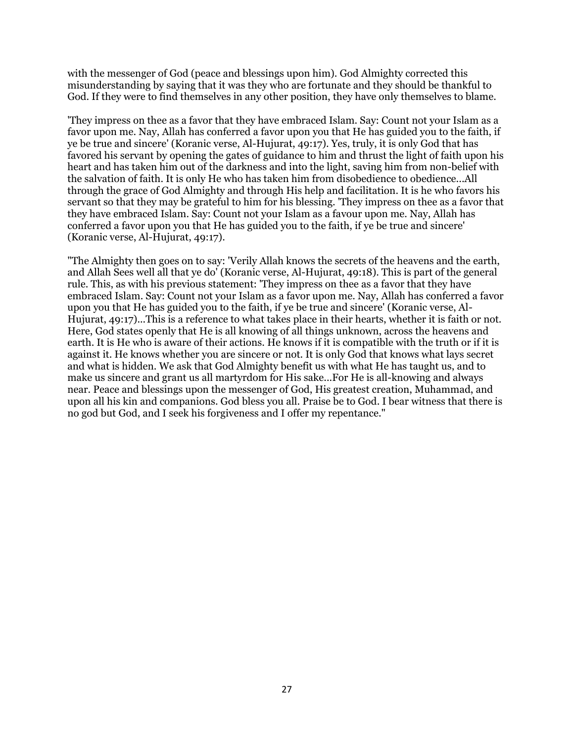with the messenger of God (peace and blessings upon him). God Almighty corrected this misunderstanding by saying that it was they who are fortunate and they should be thankful to God. If they were to find themselves in any other position, they have only themselves to blame.

'They impress on thee as a favor that they have embraced Islam. Say: Count not your Islam as a favor upon me. Nay, Allah has conferred a favor upon you that He has guided you to the faith, if ye be true and sincere' (Koranic verse, Al-Hujurat, 49:17). Yes, truly, it is only God that has favored his servant by opening the gates of guidance to him and thrust the light of faith upon his heart and has taken him out of the darkness and into the light, saving him from non-belief with the salvation of faith. It is only He who has taken him from disobedience to obedience...All through the grace of God Almighty and through His help and facilitation. It is he who favors his servant so that they may be grateful to him for his blessing. 'They impress on thee as a favor that they have embraced Islam. Say: Count not your Islam as a favour upon me. Nay, Allah has conferred a favor upon you that He has guided you to the faith, if ye be true and sincere' (Koranic verse, Al-Hujurat, 49:17).

"The Almighty then goes on to say: 'Verily Allah knows the secrets of the heavens and the earth, and Allah Sees well all that ye do' (Koranic verse, Al-Hujurat, 49:18). This is part of the general rule. This, as with his previous statement: 'They impress on thee as a favor that they have embraced Islam. Say: Count not your Islam as a favor upon me. Nay, Allah has conferred a favor upon you that He has guided you to the faith, if ye be true and sincere' (Koranic verse, Al-Hujurat, 49:17)...This is a reference to what takes place in their hearts, whether it is faith or not. Here, God states openly that He is all knowing of all things unknown, across the heavens and earth. It is He who is aware of their actions. He knows if it is compatible with the truth or if it is against it. He knows whether you are sincere or not. It is only God that knows what lays secret and what is hidden. We ask that God Almighty benefit us with what He has taught us, and to make us sincere and grant us all martyrdom for His sake...For He is all-knowing and always near. Peace and blessings upon the messenger of God, His greatest creation, Muhammad, and upon all his kin and companions. God bless you all. Praise be to God. I bear witness that there is no god but God, and I seek his forgiveness and I offer my repentance."